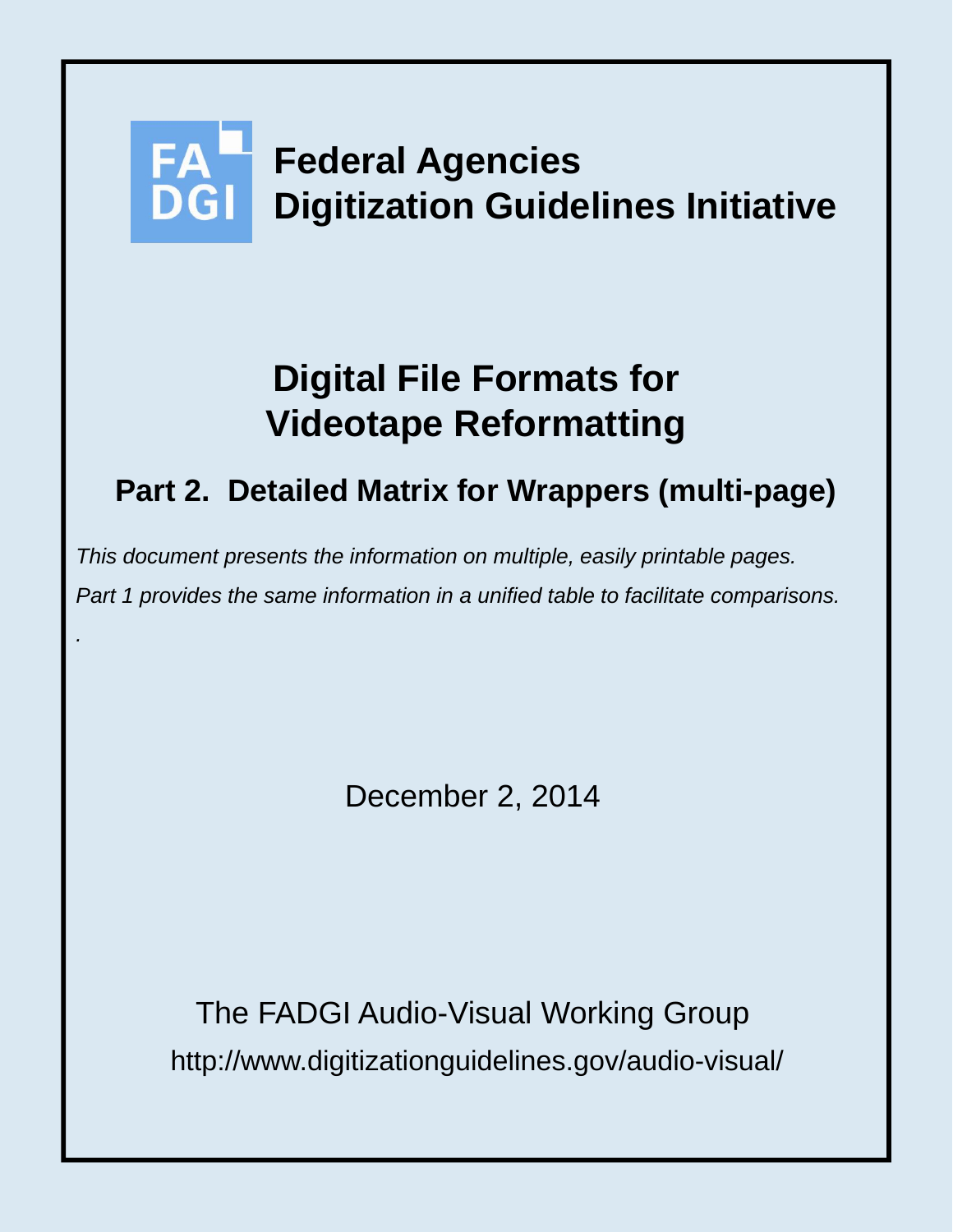FA
DGI

**Federal Agencies**
**Digitization Guidelines Initiative**

# Digital File Formats for Videotape Reformatting

## Part 2. Detailed Matrix for Wrappers (multi-page)

*This document presents the information on multiple, easily printable pages.*

*Part 1 provides the same information in a unified table to facilitate comparisons.*

.

December 2, 2014

The FADGI Audio-Visual Working Group

http://www.digitizationguidelines.gov/audio-visual/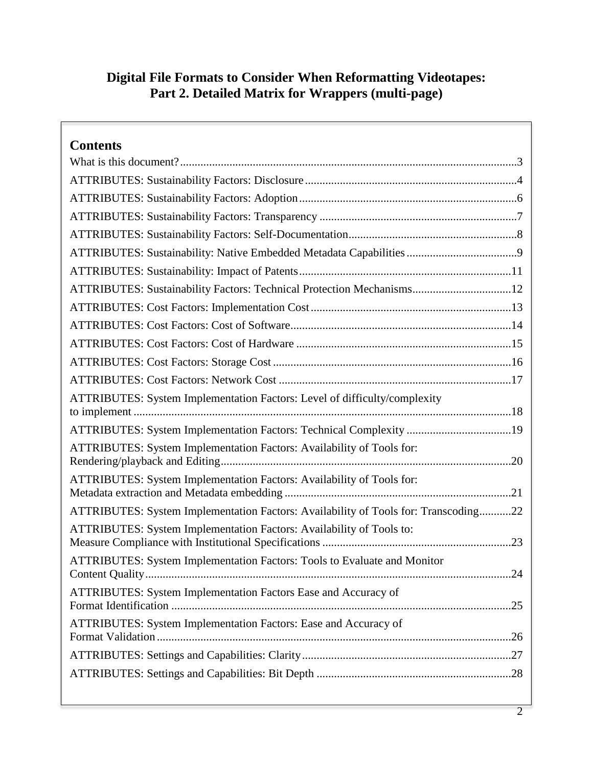# Digital File Formats to Consider When Reformatting Videotapes: Part 2. Detailed Matrix for Wrappers (multi-page)

## Contents

What is this document?....................3

ATTRIBUTES: Sustainability Factors: Disclosure....................4

ATTRIBUTES: Sustainability Factors: Adoption....................6

ATTRIBUTES: Sustainability Factors: Transparency....................7

ATTRIBUTES: Sustainability Factors: Self-Documentation....................8

ATTRIBUTES: Sustainability: Native Embedded Metadata Capabilities....................9

ATTRIBUTES: Sustainability: Impact of Patents....................11

ATTRIBUTES: Sustainability Factors: Technical Protection Mechanisms....................12

ATTRIBUTES: Cost Factors: Implementation Cost....................13

ATTRIBUTES: Cost Factors: Cost of Software....................14

ATTRIBUTES: Cost Factors: Cost of Hardware....................15

ATTRIBUTES: Cost Factors: Storage Cost....................16

ATTRIBUTES: Cost Factors: Network Cost....................17

ATTRIBUTES: System Implementation Factors: Level of difficulty/complexity to implement....................18

ATTRIBUTES: System Implementation Factors: Technical Complexity....................19

ATTRIBUTES: System Implementation Factors: Availability of Tools for: Rendering/playback and Editing....................20

ATTRIBUTES: System Implementation Factors: Availability of Tools for: Metadata extraction and Metadata embedding....................21

ATTRIBUTES: System Implementation Factors: Availability of Tools for: Transcoding....................22

ATTRIBUTES: System Implementation Factors: Availability of Tools to: Measure Compliance with Institutional Specifications....................23

ATTRIBUTES: System Implementation Factors: Tools to Evaluate and Monitor Content Quality....................24

ATTRIBUTES: System Implementation Factors Ease and Accuracy of Format Identification....................25

ATTRIBUTES: System Implementation Factors: Ease and Accuracy of Format Validation....................26

ATTRIBUTES: Settings and Capabilities: Clarity....................27

ATTRIBUTES: Settings and Capabilities: Bit Depth....................28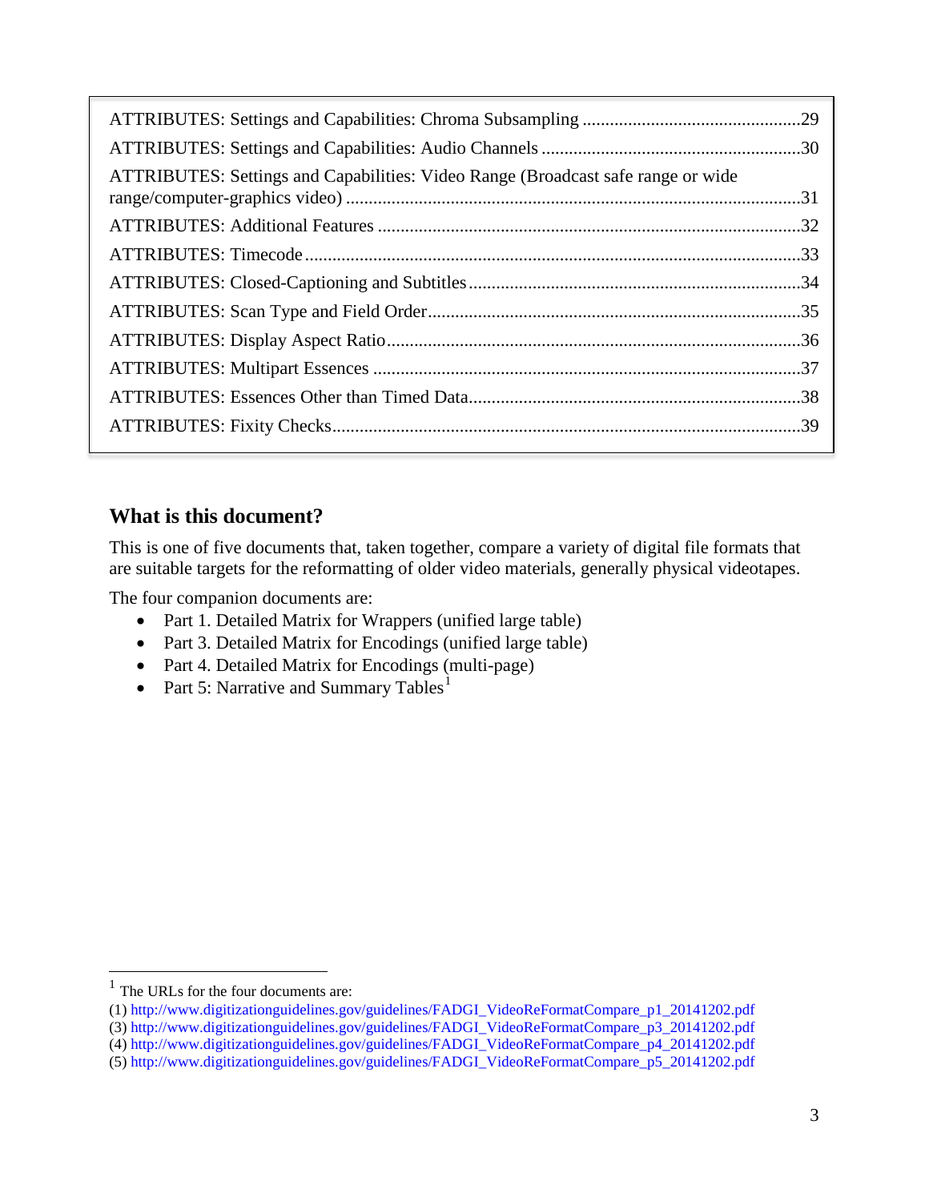ATTRIBUTES: Settings and Capabilities: Chroma Subsampling ....................................................29
ATTRIBUTES: Settings and Capabilities: Audio Channels ............................................................30
ATTRIBUTES: Settings and Capabilities: Video Range (Broadcast safe range or wide range/computer-graphics video) ....................................................................................................31
ATTRIBUTES: Additional Features .................................................................................................32
ATTRIBUTES: Timecode ...................................................................................................................33
ATTRIBUTES: Closed-Captioning and Subtitles ............................................................................34
ATTRIBUTES: Scan Type and Field Order.......................................................................................35
ATTRIBUTES: Display Aspect Ratio.................................................................................................36
ATTRIBUTES: Multipart Essences ...................................................................................................37
ATTRIBUTES: Essences Other than Timed Data.............................................................................38
ATTRIBUTES: Fixity Checks.............................................................................................................39

## What is this document?

This is one of five documents that, taken together, compare a variety of digital file formats that are suitable targets for the reformatting of older video materials, generally physical videotapes.

The four companion documents are:

- Part 1. Detailed Matrix for Wrappers (unified large table)
- Part 3. Detailed Matrix for Encodings (unified large table)
- Part 4. Detailed Matrix for Encodings (multi-page)
- Part 5: Narrative and Summary Tables[1]

---

[1] The URLs for the four documents are:
(1) http://www.digitizationguidelines.gov/guidelines/FADGI_VideoReFormatCompare_p1_20141202.pdf
(3) http://www.digitizationguidelines.gov/guidelines/FADGI_VideoReFormatCompare_p3_20141202.pdf
(4) http://www.digitizationguidelines.gov/guidelines/FADGI_VideoReFormatCompare_p4_20141202.pdf
(5) http://www.digitizationguidelines.gov/guidelines/FADGI_VideoReFormatCompare_p5_20141202.pdf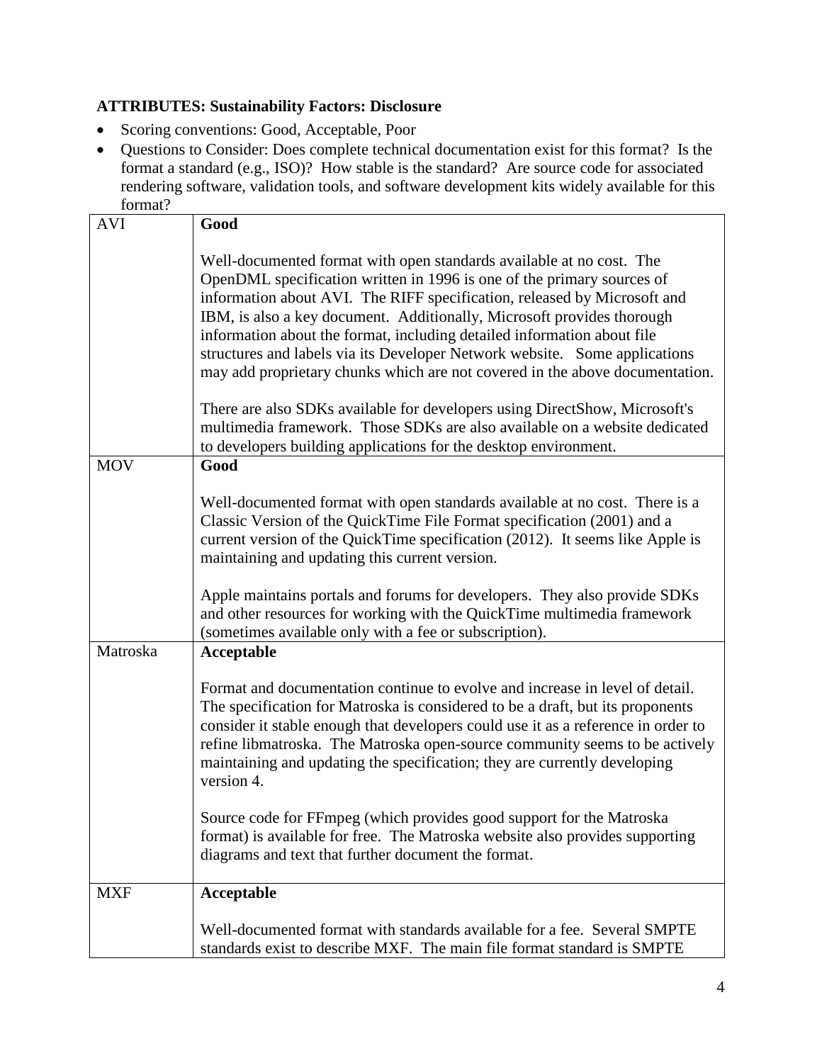**ATTRIBUTES: Sustainability Factors: Disclosure**

- Scoring conventions: Good, Acceptable, Poor
- Questions to Consider: Does complete technical documentation exist for this format? Is the format a standard (e.g., ISO)? How stable is the standard? Are source code for associated rendering software, validation tools, and software development kits widely available for this format?

| | |
|---|---|
| AVI | **Good**<br><br>Well-documented format with open standards available at no cost. The OpenDML specification written in 1996 is one of the primary sources of information about AVI. The RIFF specification, released by Microsoft and IBM, is also a key document. Additionally, Microsoft provides thorough information about the format, including detailed information about file structures and labels via its Developer Network website. Some applications may add proprietary chunks which are not covered in the above documentation.<br><br>There are also SDKs available for developers using DirectShow, Microsoft's multimedia framework. Those SDKs are also available on a website dedicated to developers building applications for the desktop environment. |
| MOV | **Good**<br><br>Well-documented format with open standards available at no cost. There is a Classic Version of the QuickTime File Format specification (2001) and a current version of the QuickTime specification (2012). It seems like Apple is maintaining and updating this current version.<br><br>Apple maintains portals and forums for developers. They also provide SDKs and other resources for working with the QuickTime multimedia framework (sometimes available only with a fee or subscription). |
| Matroska | **Acceptable**<br><br>Format and documentation continue to evolve and increase in level of detail. The specification for Matroska is considered to be a draft, but its proponents consider it stable enough that developers could use it as a reference in order to refine libmatroska. The Matroska open-source community seems to be actively maintaining and updating the specification; they are currently developing version 4.<br><br>Source code for FFmpeg (which provides good support for the Matroska format) is available for free. The Matroska website also provides supporting diagrams and text that further document the format. |
| MXF | **Acceptable**<br><br>Well-documented format with standards available for a fee. Several SMPTE standards exist to describe MXF. The main file format standard is SMPTE |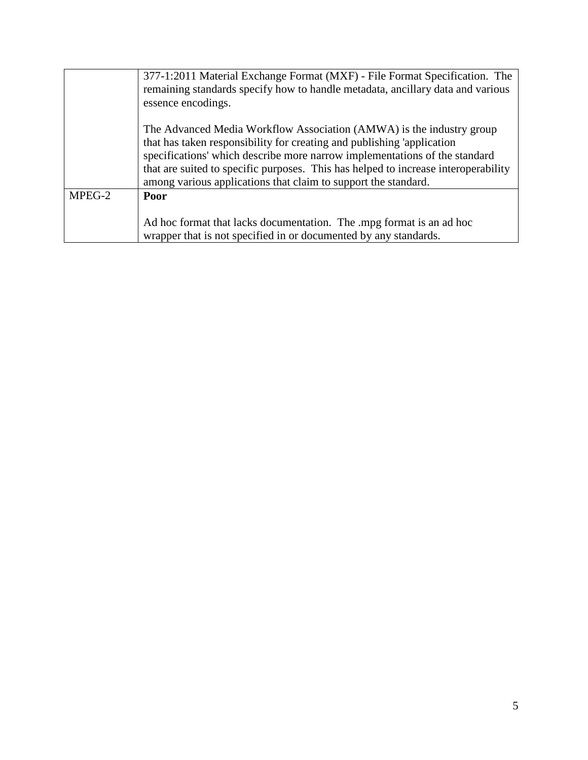| | |
|---|---|
| | 377-1:2011 Material Exchange Format (MXF) - File Format Specification. The remaining standards specify how to handle metadata, ancillary data and various essence encodings.<br><br>The Advanced Media Workflow Association (AMWA) is the industry group that has taken responsibility for creating and publishing 'application specifications' which describe more narrow implementations of the standard that are suited to specific purposes. This has helped to increase interoperability among various applications that claim to support the standard. |
| MPEG-2 | **Poor**<br><br>Ad hoc format that lacks documentation. The .mpg format is an ad hoc wrapper that is not specified in or documented by any standards. |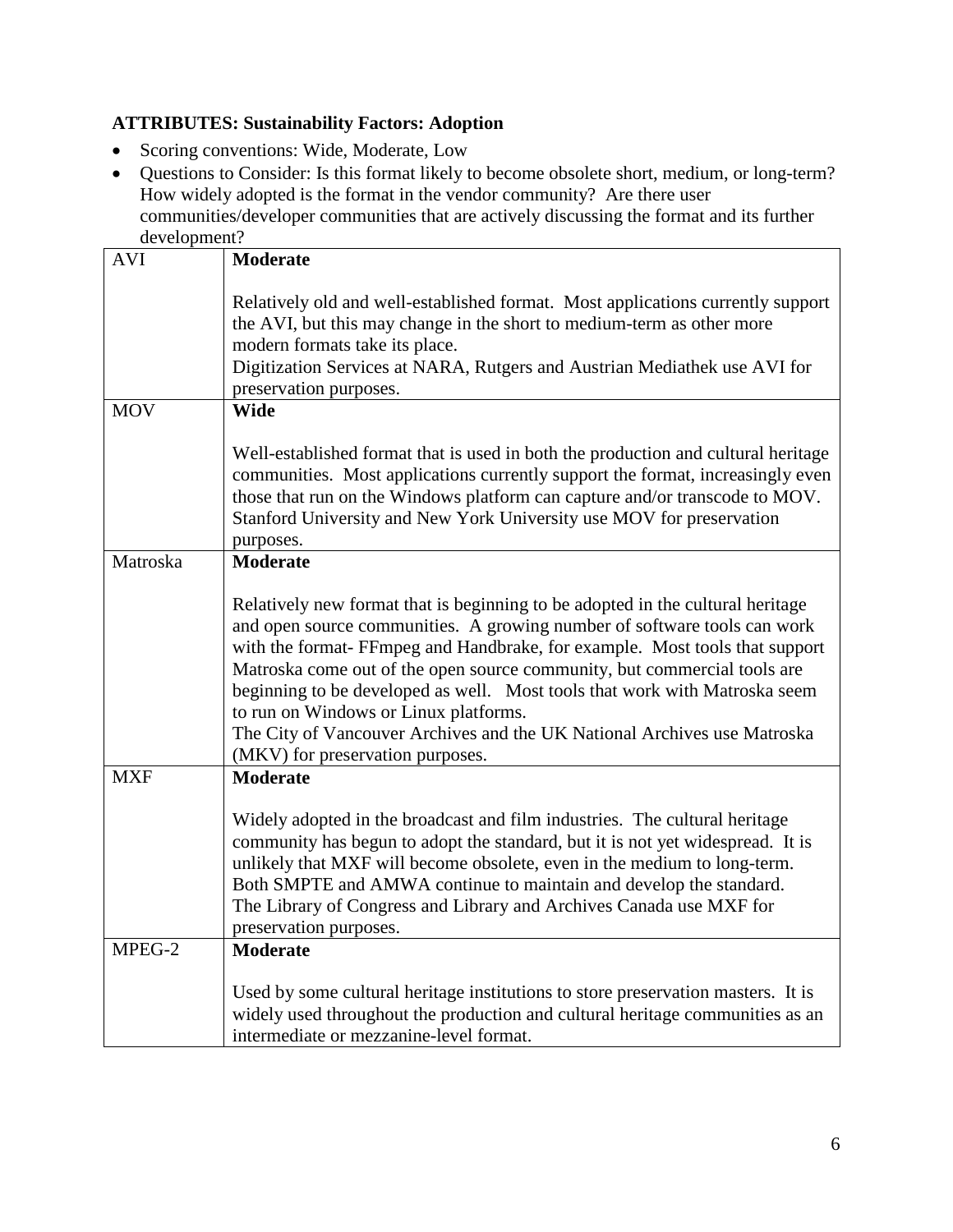**ATTRIBUTES: Sustainability Factors: Adoption**

- Scoring conventions: Wide, Moderate, Low
- Questions to Consider: Is this format likely to become obsolete short, medium, or long-term? How widely adopted is the format in the vendor community? Are there user communities/developer communities that are actively discussing the format and its further development?

| | |
|---|---|
| AVI | **Moderate**<br><br>Relatively old and well-established format. Most applications currently support the AVI, but this may change in the short to medium-term as other more modern formats take its place.<br>Digitization Services at NARA, Rutgers and Austrian Mediathek use AVI for preservation purposes. |
| MOV | **Wide**<br><br>Well-established format that is used in both the production and cultural heritage communities. Most applications currently support the format, increasingly even those that run on the Windows platform can capture and/or transcode to MOV.<br>Stanford University and New York University use MOV for preservation purposes. |
| Matroska | **Moderate**<br><br>Relatively new format that is beginning to be adopted in the cultural heritage and open source communities. A growing number of software tools can work with the format- FFmpeg and Handbrake, for example. Most tools that support Matroska come out of the open source community, but commercial tools are beginning to be developed as well. Most tools that work with Matroska seem to run on Windows or Linux platforms.<br>The City of Vancouver Archives and the UK National Archives use Matroska (MKV) for preservation purposes. |
| MXF | **Moderate**<br><br>Widely adopted in the broadcast and film industries. The cultural heritage community has begun to adopt the standard, but it is not yet widespread. It is unlikely that MXF will become obsolete, even in the medium to long-term. Both SMPTE and AMWA continue to maintain and develop the standard.<br>The Library of Congress and Library and Archives Canada use MXF for preservation purposes. |
| MPEG-2 | **Moderate**<br><br>Used by some cultural heritage institutions to store preservation masters. It is widely used throughout the production and cultural heritage communities as an intermediate or mezzanine-level format. |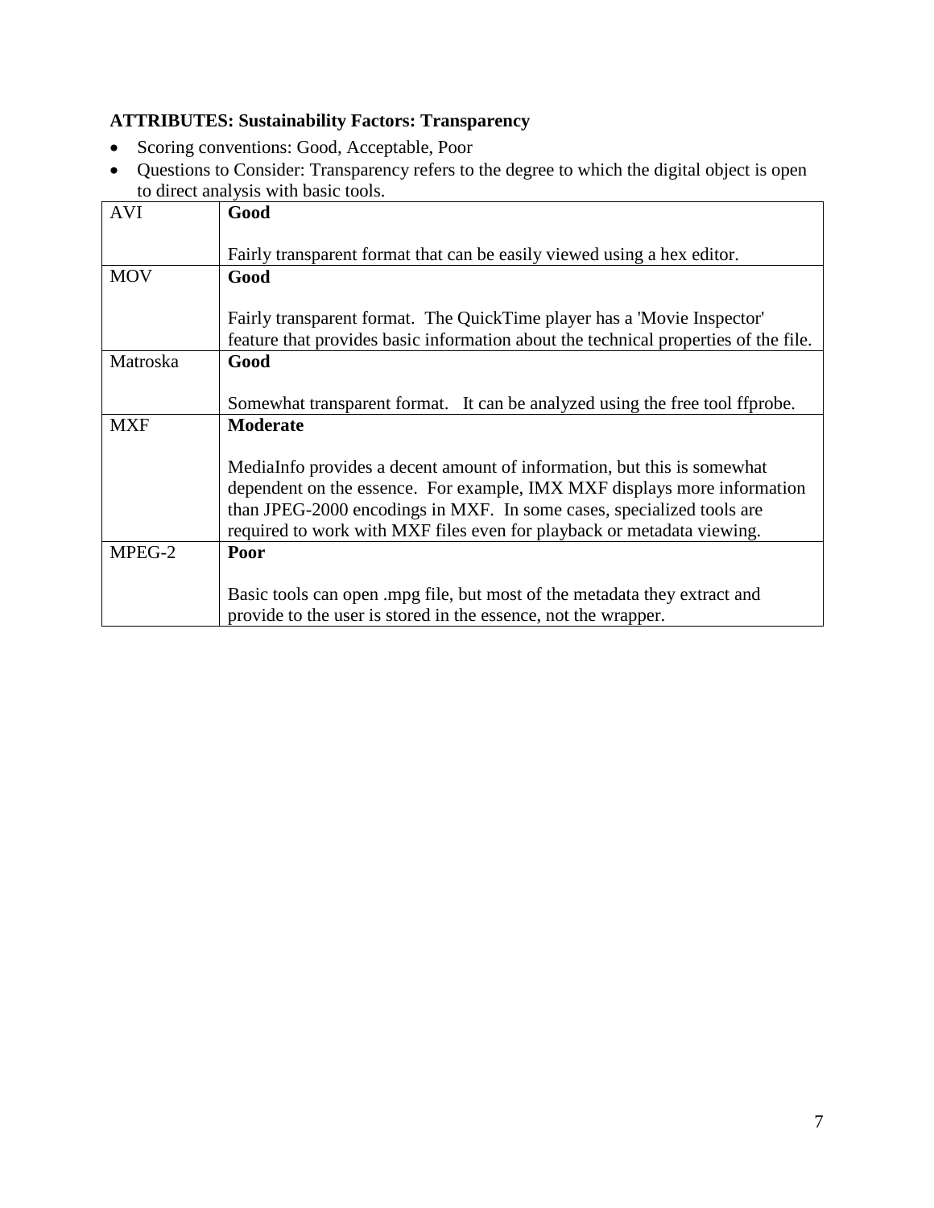**ATTRIBUTES: Sustainability Factors: Transparency**

- Scoring conventions: Good, Acceptable, Poor
- Questions to Consider: Transparency refers to the degree to which the digital object is open to direct analysis with basic tools.

| | |
|---|---|
| AVI | **Good**<br><br>Fairly transparent format that can be easily viewed using a hex editor. |
| MOV | **Good**<br><br>Fairly transparent format. The QuickTime player has a 'Movie Inspector' feature that provides basic information about the technical properties of the file. |
| Matroska | **Good**<br><br>Somewhat transparent format. It can be analyzed using the free tool ffprobe. |
| MXF | **Moderate**<br><br>MediaInfo provides a decent amount of information, but this is somewhat dependent on the essence. For example, IMX MXF displays more information than JPEG-2000 encodings in MXF. In some cases, specialized tools are required to work with MXF files even for playback or metadata viewing. |
| MPEG-2 | **Poor**<br><br>Basic tools can open .mpg file, but most of the metadata they extract and provide to the user is stored in the essence, not the wrapper. |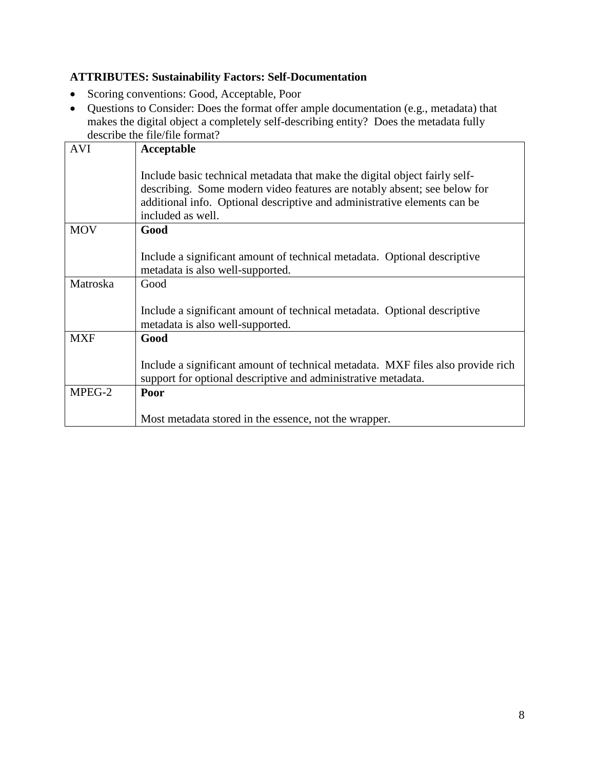**ATTRIBUTES: Sustainability Factors: Self-Documentation**

- Scoring conventions: Good, Acceptable, Poor
- Questions to Consider: Does the format offer ample documentation (e.g., metadata) that makes the digital object a completely self-describing entity? Does the metadata fully describe the file/file format?

| | |
|---|---|
| AVI | **Acceptable**<br><br>Include basic technical metadata that make the digital object fairly self-describing. Some modern video features are notably absent; see below for additional info. Optional descriptive and administrative elements can be included as well. |
| MOV | **Good**<br><br>Include a significant amount of technical metadata. Optional descriptive metadata is also well-supported. |
| Matroska | Good<br><br>Include a significant amount of technical metadata. Optional descriptive metadata is also well-supported. |
| MXF | **Good**<br><br>Include a significant amount of technical metadata. MXF files also provide rich support for optional descriptive and administrative metadata. |
| MPEG-2 | **Poor**<br><br>Most metadata stored in the essence, not the wrapper. |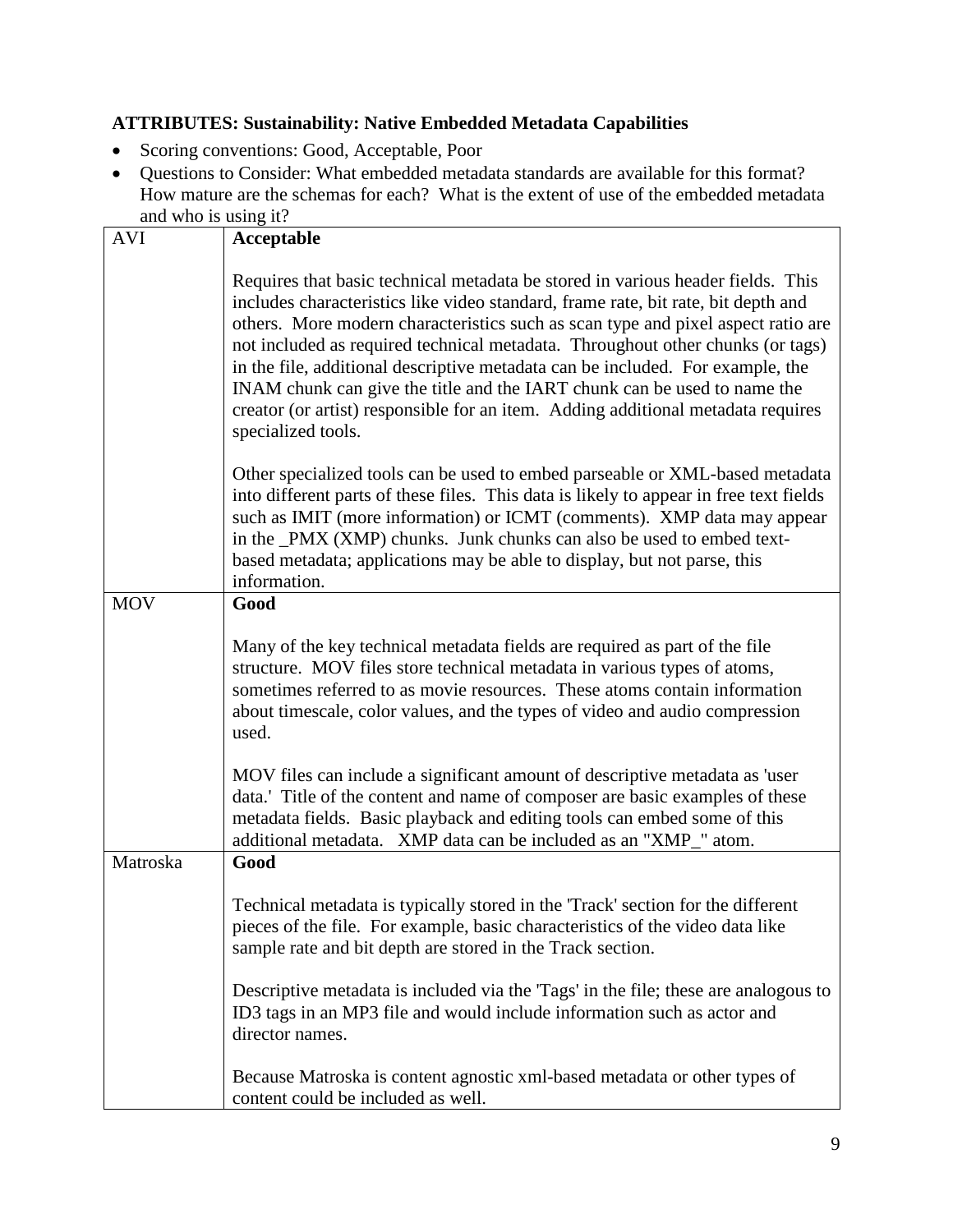**ATTRIBUTES: Sustainability: Native Embedded Metadata Capabilities**

- Scoring conventions: Good, Acceptable, Poor
- Questions to Consider: What embedded metadata standards are available for this format? How mature are the schemas for each? What is the extent of use of the embedded metadata and who is using it?

| | |
|---|---|
| AVI | **Acceptable**<br><br>Requires that basic technical metadata be stored in various header fields. This includes characteristics like video standard, frame rate, bit rate, bit depth and others. More modern characteristics such as scan type and pixel aspect ratio are not included as required technical metadata. Throughout other chunks (or tags) in the file, additional descriptive metadata can be included. For example, the INAM chunk can give the title and the IART chunk can be used to name the creator (or artist) responsible for an item. Adding additional metadata requires specialized tools.<br><br>Other specialized tools can be used to embed parseable or XML-based metadata into different parts of these files. This data is likely to appear in free text fields such as IMIT (more information) or ICMT (comments). XMP data may appear in the _PMX (XMP) chunks. Junk chunks can also be used to embed text-based metadata; applications may be able to display, but not parse, this information. |
| MOV | **Good**<br><br>Many of the key technical metadata fields are required as part of the file structure. MOV files store technical metadata in various types of atoms, sometimes referred to as movie resources. These atoms contain information about timescale, color values, and the types of video and audio compression used.<br><br>MOV files can include a significant amount of descriptive metadata as 'user data.' Title of the content and name of composer are basic examples of these metadata fields. Basic playback and editing tools can embed some of this additional metadata. XMP data can be included as an "XMP_" atom. |
| Matroska | **Good**<br><br>Technical metadata is typically stored in the 'Track' section for the different pieces of the file. For example, basic characteristics of the video data like sample rate and bit depth are stored in the Track section.<br><br>Descriptive metadata is included via the 'Tags' in the file; these are analogous to ID3 tags in an MP3 file and would include information such as actor and director names.<br><br>Because Matroska is content agnostic xml-based metadata or other types of content could be included as well. |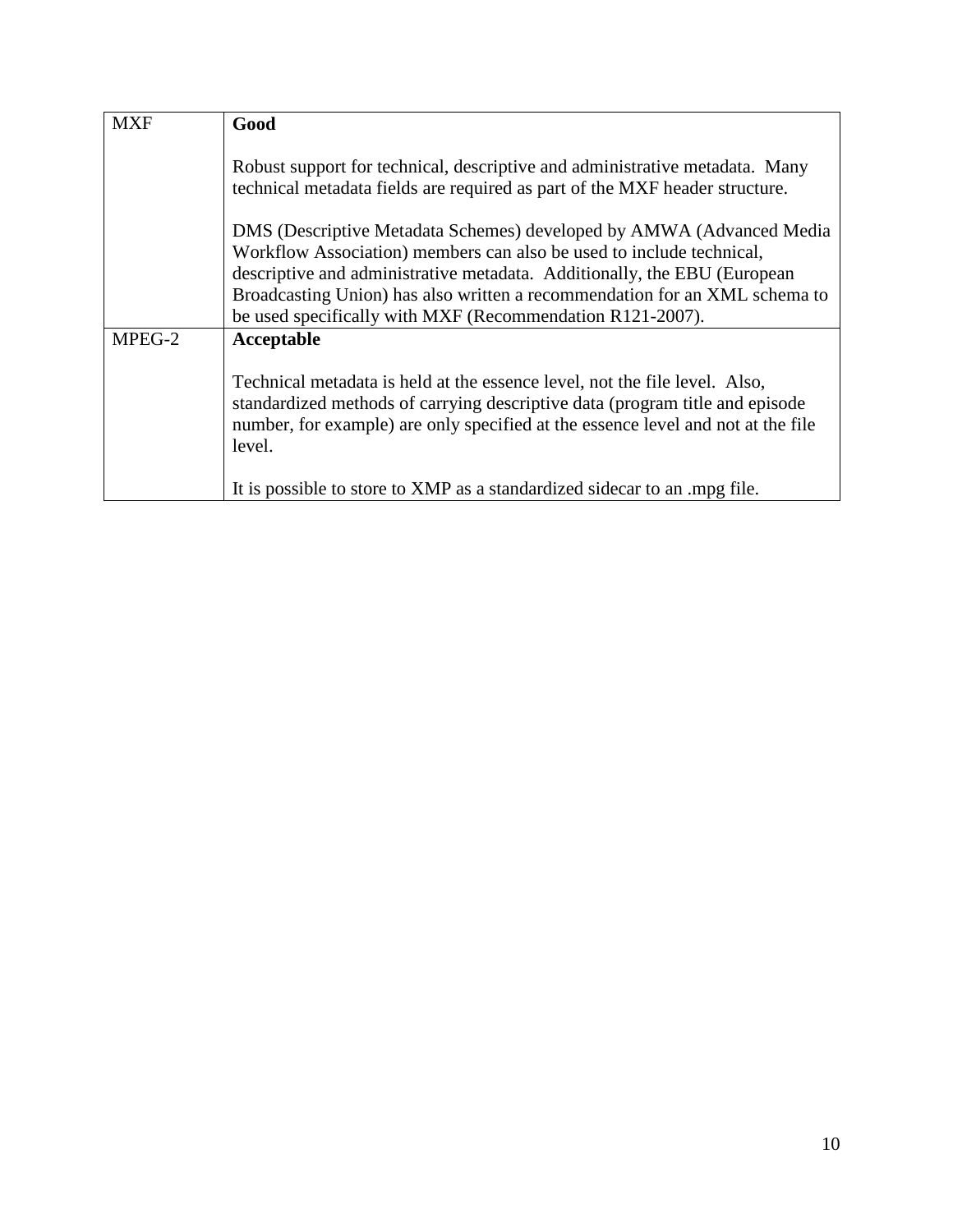| MXF | **Good**<br><br>Robust support for technical, descriptive and administrative metadata. Many technical metadata fields are required as part of the MXF header structure.<br><br>DMS (Descriptive Metadata Schemes) developed by AMWA (Advanced Media Workflow Association) members can also be used to include technical, descriptive and administrative metadata. Additionally, the EBU (European Broadcasting Union) has also written a recommendation for an XML schema to be used specifically with MXF (Recommendation R121-2007). |
|---|---|
| MPEG-2 | **Acceptable**<br><br>Technical metadata is held at the essence level, not the file level. Also, standardized methods of carrying descriptive data (program title and episode number, for example) are only specified at the essence level and not at the file level.<br><br>It is possible to store to XMP as a standardized sidecar to an .mpg file. |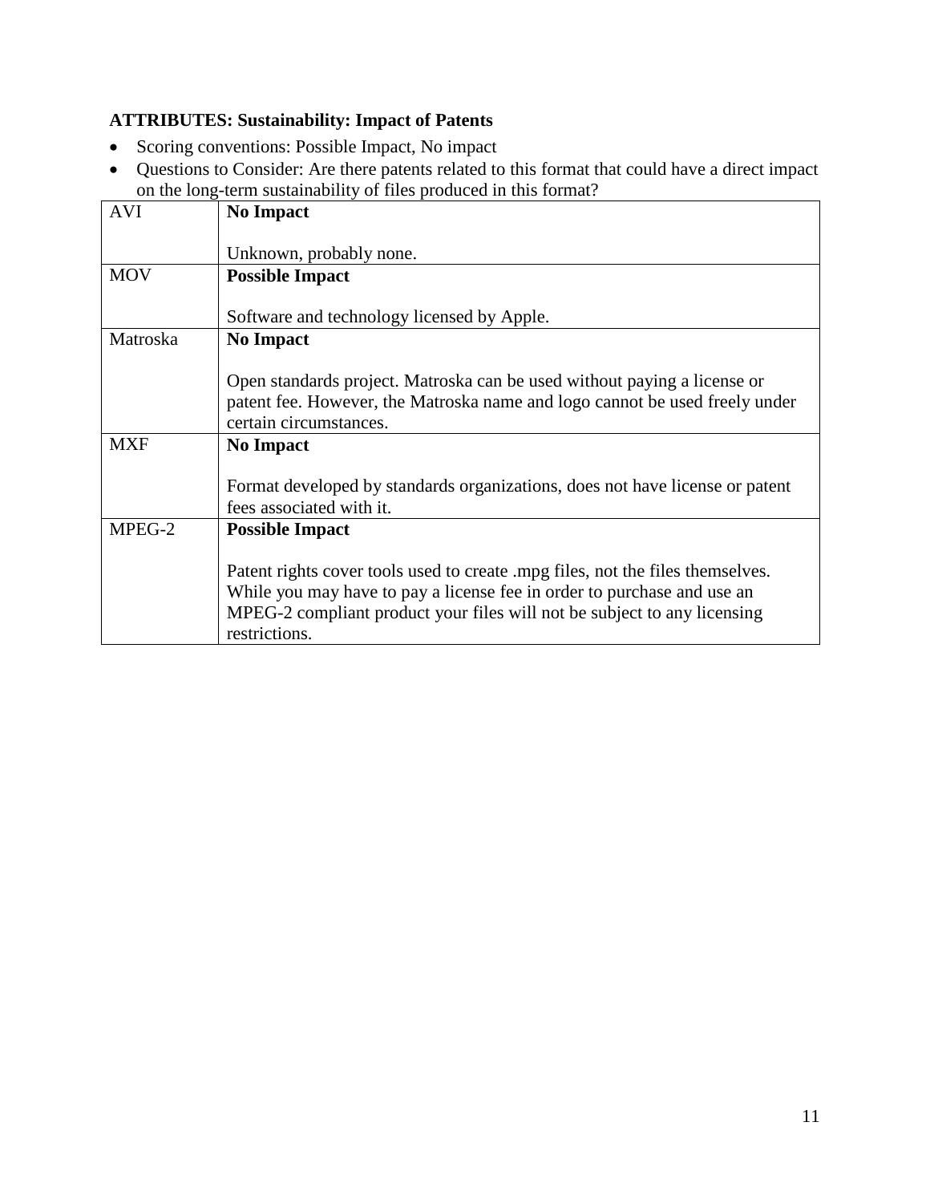**ATTRIBUTES: Sustainability: Impact of Patents**

- Scoring conventions: Possible Impact, No impact
- Questions to Consider: Are there patents related to this format that could have a direct impact on the long-term sustainability of files produced in this format?

| | |
|---|---|
| AVI | **No Impact**<br><br>Unknown, probably none. |
| MOV | **Possible Impact**<br><br>Software and technology licensed by Apple. |
| Matroska | **No Impact**<br><br>Open standards project. Matroska can be used without paying a license or patent fee. However, the Matroska name and logo cannot be used freely under certain circumstances. |
| MXF | **No Impact**<br><br>Format developed by standards organizations, does not have license or patent fees associated with it. |
| MPEG-2 | **Possible Impact**<br><br>Patent rights cover tools used to create .mpg files, not the files themselves. While you may have to pay a license fee in order to purchase and use an MPEG-2 compliant product your files will not be subject to any licensing restrictions. |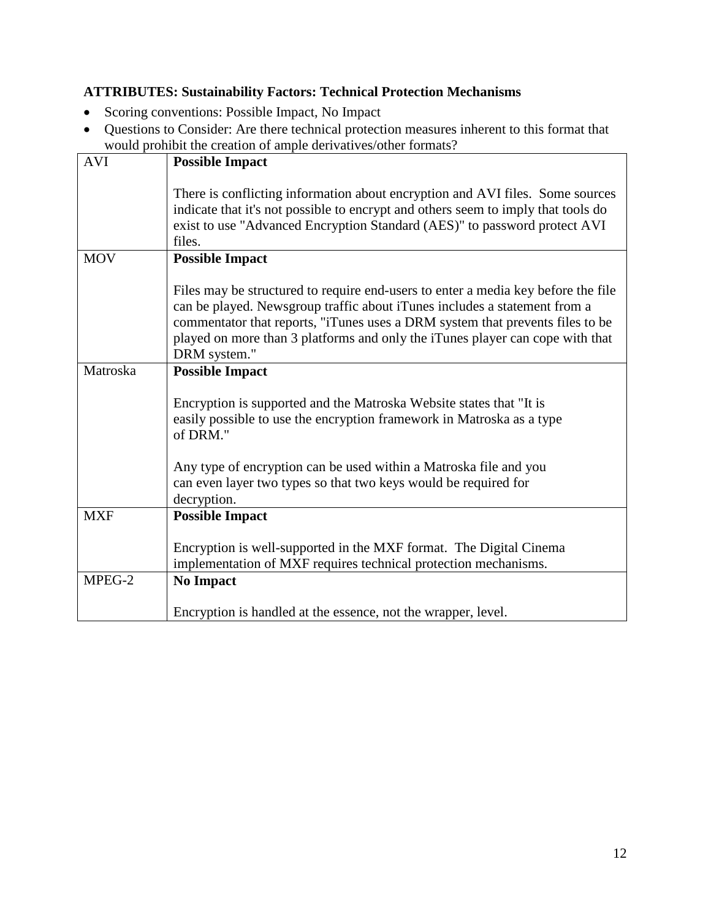**ATTRIBUTES: Sustainability Factors: Technical Protection Mechanisms**

- Scoring conventions: Possible Impact, No Impact
- Questions to Consider: Are there technical protection measures inherent to this format that would prohibit the creation of ample derivatives/other formats?

| | |
|---|---|
| AVI | **Possible Impact**<br><br>There is conflicting information about encryption and AVI files. Some sources indicate that it's not possible to encrypt and others seem to imply that tools do exist to use "Advanced Encryption Standard (AES)" to password protect AVI files. |
| MOV | **Possible Impact**<br><br>Files may be structured to require end-users to enter a media key before the file can be played. Newsgroup traffic about iTunes includes a statement from a commentator that reports, "iTunes uses a DRM system that prevents files to be played on more than 3 platforms and only the iTunes player can cope with that DRM system." |
| Matroska | **Possible Impact**<br><br>Encryption is supported and the Matroska Website states that "It is easily possible to use the encryption framework in Matroska as a type of DRM."<br><br>Any type of encryption can be used within a Matroska file and you can even layer two types so that two keys would be required for decryption. |
| MXF | **Possible Impact**<br><br>Encryption is well-supported in the MXF format. The Digital Cinema implementation of MXF requires technical protection mechanisms. |
| MPEG-2 | **No Impact**<br><br>Encryption is handled at the essence, not the wrapper, level. |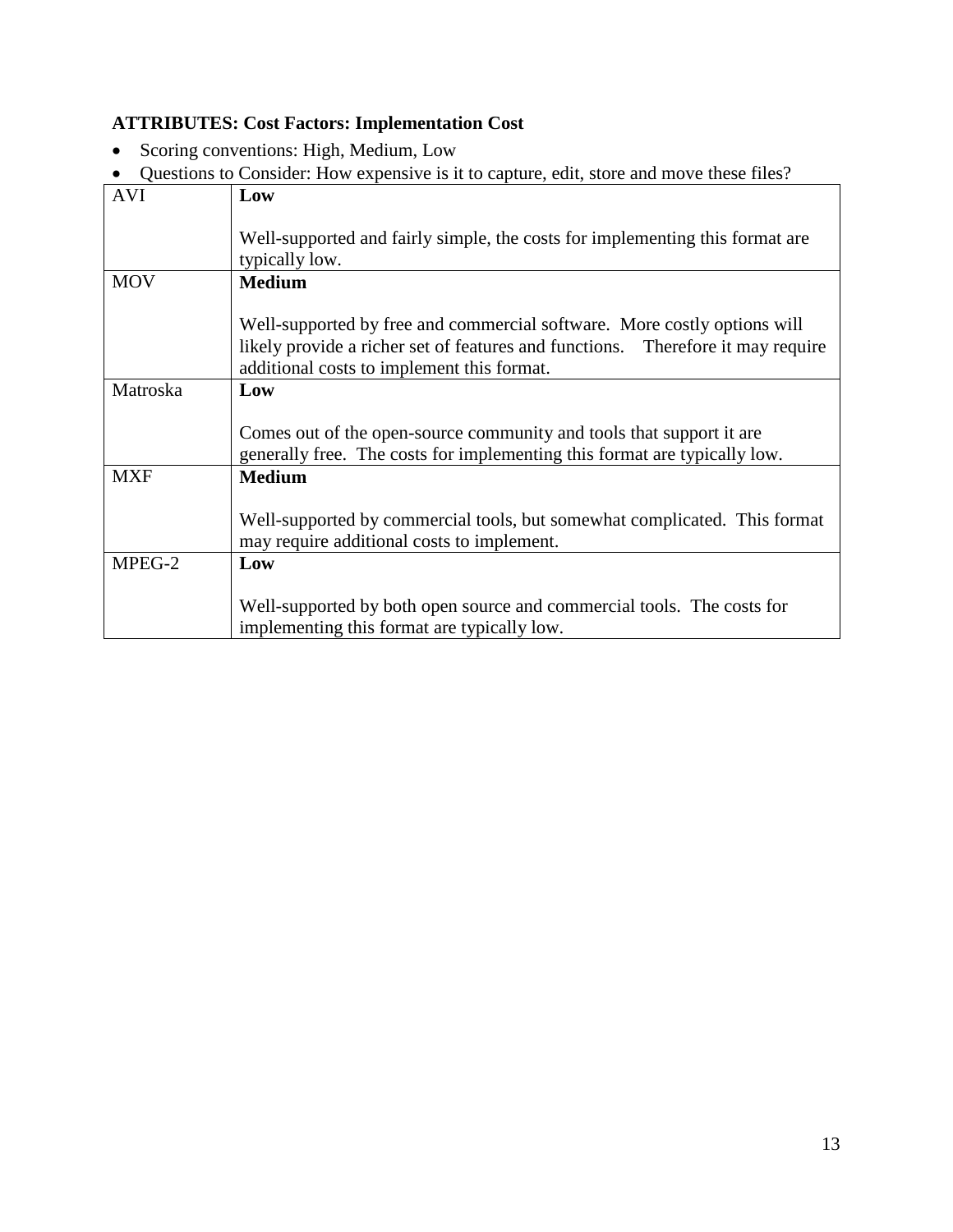**ATTRIBUTES: Cost Factors: Implementation Cost**

- Scoring conventions: High, Medium, Low
- Questions to Consider: How expensive is it to capture, edit, store and move these files?

| | |
|---|---|
| AVI | **Low**<br><br>Well-supported and fairly simple, the costs for implementing this format are typically low. |
| MOV | **Medium**<br><br>Well-supported by free and commercial software. More costly options will likely provide a richer set of features and functions. Therefore it may require additional costs to implement this format. |
| Matroska | **Low**<br><br>Comes out of the open-source community and tools that support it are generally free. The costs for implementing this format are typically low. |
| MXF | **Medium**<br><br>Well-supported by commercial tools, but somewhat complicated. This format may require additional costs to implement. |
| MPEG-2 | **Low**<br><br>Well-supported by both open source and commercial tools. The costs for implementing this format are typically low. |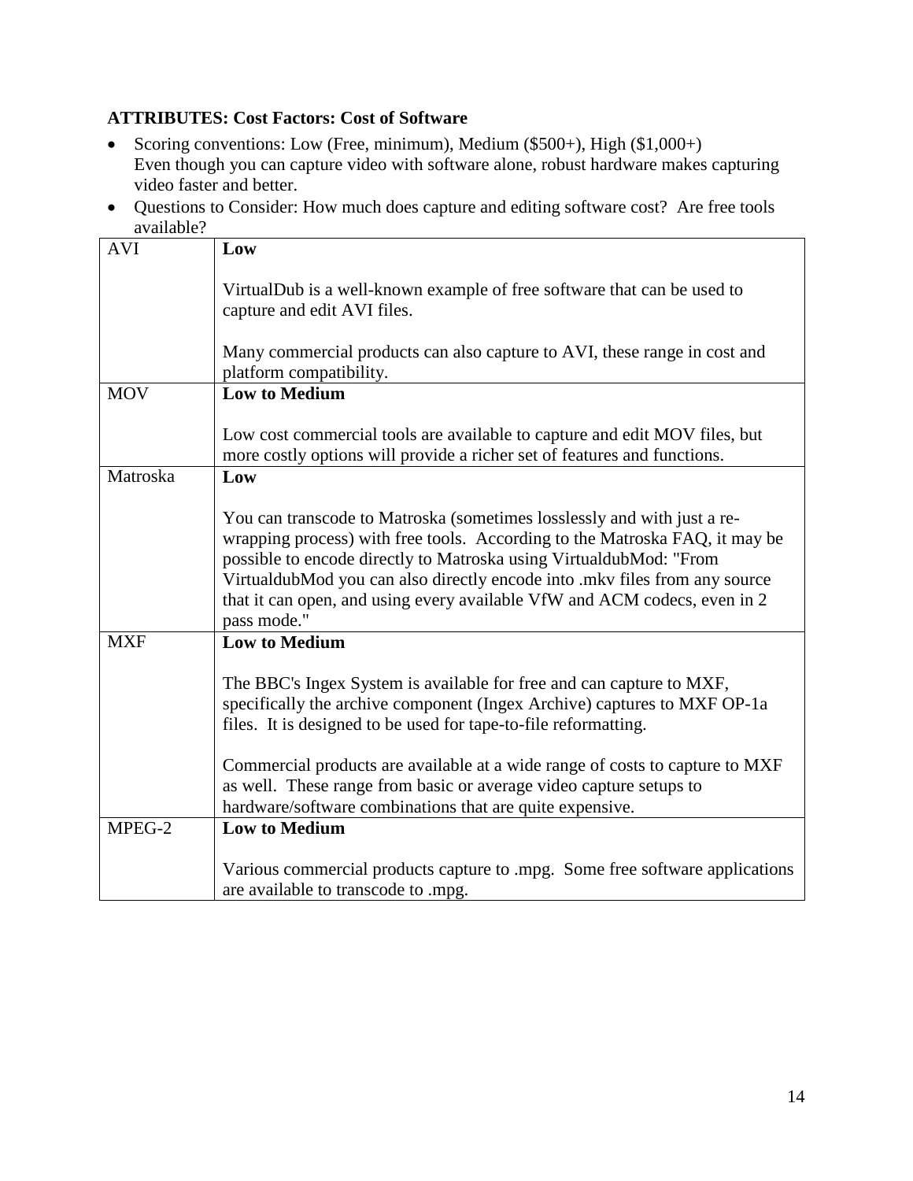**ATTRIBUTES: Cost Factors: Cost of Software**

- Scoring conventions: Low (Free, minimum), Medium ($500+), High ($1,000+)
  Even though you can capture video with software alone, robust hardware makes capturing video faster and better.
- Questions to Consider: How much does capture and editing software cost? Are free tools available?

| | |
|---|---|
| AVI | **Low**<br><br>VirtualDub is a well-known example of free software that can be used to capture and edit AVI files.<br><br>Many commercial products can also capture to AVI, these range in cost and platform compatibility. |
| MOV | **Low to Medium**<br><br>Low cost commercial tools are available to capture and edit MOV files, but more costly options will provide a richer set of features and functions. |
| Matroska | **Low**<br><br>You can transcode to Matroska (sometimes losslessly and with just a re-wrapping process) with free tools. According to the Matroska FAQ, it may be possible to encode directly to Matroska using VirtualdubMod: "From VirtualdubMod you can also directly encode into .mkv files from any source that it can open, and using every available VfW and ACM codecs, even in 2 pass mode." |
| MXF | **Low to Medium**<br><br>The BBC's Ingex System is available for free and can capture to MXF, specifically the archive component (Ingex Archive) captures to MXF OP-1a files. It is designed to be used for tape-to-file reformatting.<br><br>Commercial products are available at a wide range of costs to capture to MXF as well. These range from basic or average video capture setups to hardware/software combinations that are quite expensive. |
| MPEG-2 | **Low to Medium**<br><br>Various commercial products capture to .mpg. Some free software applications are available to transcode to .mpg. |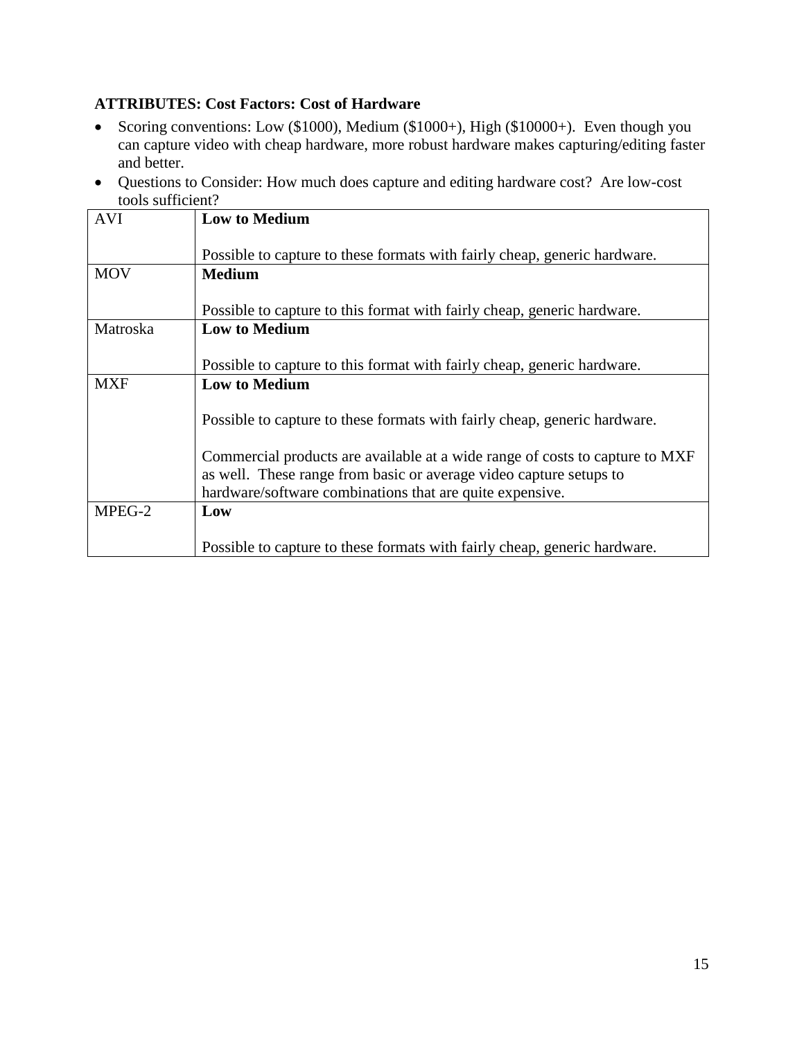**ATTRIBUTES: Cost Factors: Cost of Hardware**

- Scoring conventions: Low ($1000), Medium ($1000+), High ($10000+). Even though you can capture video with cheap hardware, more robust hardware makes capturing/editing faster and better.
- Questions to Consider: How much does capture and editing hardware cost? Are low-cost tools sufficient?

| | |
|---|---|
| AVI | **Low to Medium**<br><br>Possible to capture to these formats with fairly cheap, generic hardware. |
| MOV | **Medium**<br><br>Possible to capture to this format with fairly cheap, generic hardware. |
| Matroska | **Low to Medium**<br><br>Possible to capture to this format with fairly cheap, generic hardware. |
| MXF | **Low to Medium**<br><br>Possible to capture to these formats with fairly cheap, generic hardware.<br><br>Commercial products are available at a wide range of costs to capture to MXF as well. These range from basic or average video capture setups to hardware/software combinations that are quite expensive. |
| MPEG-2 | **Low**<br><br>Possible to capture to these formats with fairly cheap, generic hardware. |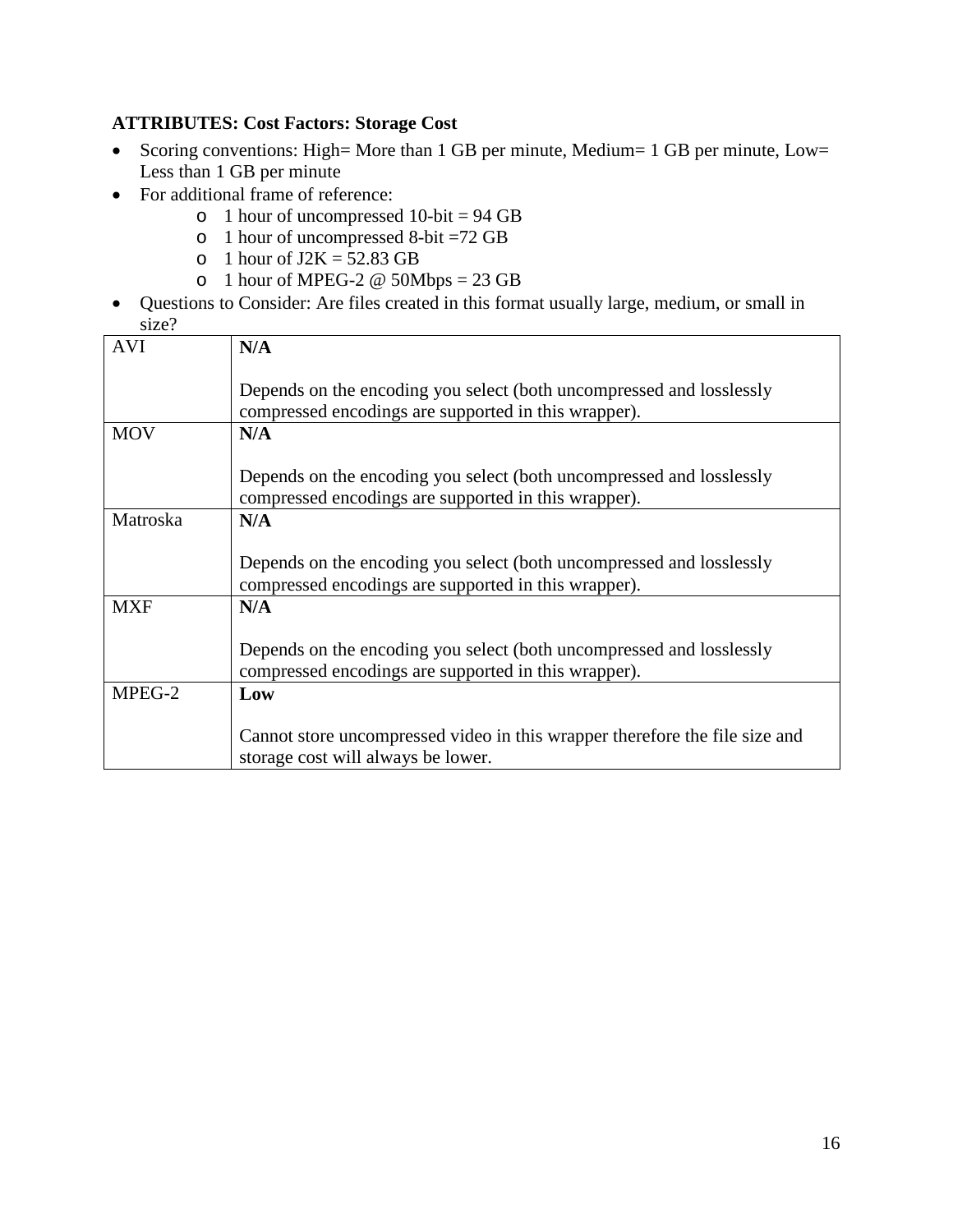**ATTRIBUTES: Cost Factors: Storage Cost**

- Scoring conventions: High= More than 1 GB per minute, Medium= 1 GB per minute, Low= Less than 1 GB per minute
- For additional frame of reference:
  - 1 hour of uncompressed 10-bit = 94 GB
  - 1 hour of uncompressed 8-bit =72 GB
  - 1 hour of J2K = 52.83 GB
  - 1 hour of MPEG-2 @ 50Mbps = 23 GB
- Questions to Consider: Are files created in this format usually large, medium, or small in size?

| | |
|---|---|
| AVI | **N/A**<br><br>Depends on the encoding you select (both uncompressed and losslessly compressed encodings are supported in this wrapper). |
| MOV | **N/A**<br><br>Depends on the encoding you select (both uncompressed and losslessly compressed encodings are supported in this wrapper). |
| Matroska | **N/A**<br><br>Depends on the encoding you select (both uncompressed and losslessly compressed encodings are supported in this wrapper). |
| MXF | **N/A**<br><br>Depends on the encoding you select (both uncompressed and losslessly compressed encodings are supported in this wrapper). |
| MPEG-2 | **Low**<br><br>Cannot store uncompressed video in this wrapper therefore the file size and storage cost will always be lower. |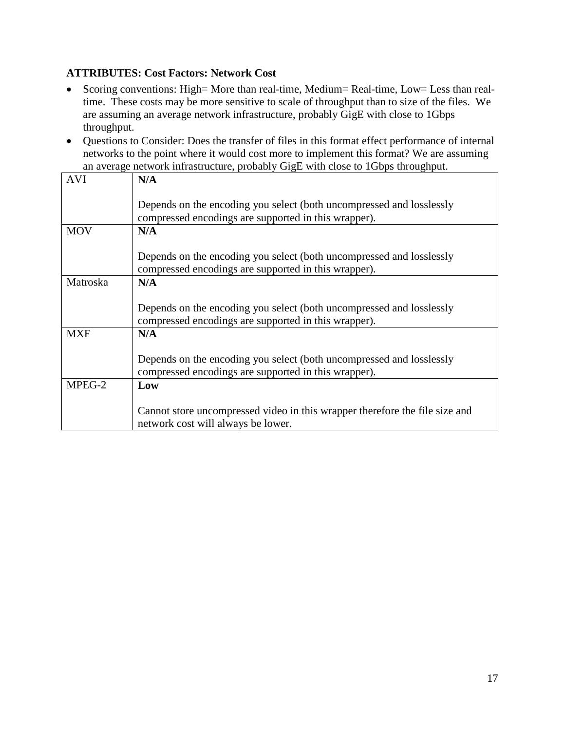**ATTRIBUTES: Cost Factors: Network Cost**

- Scoring conventions: High= More than real-time, Medium= Real-time, Low= Less than real-time. These costs may be more sensitive to scale of throughput than to size of the files. We are assuming an average network infrastructure, probably GigE with close to 1Gbps throughput.
- Questions to Consider: Does the transfer of files in this format effect performance of internal networks to the point where it would cost more to implement this format? We are assuming an average network infrastructure, probably GigE with close to 1Gbps throughput.

| | |
|---|---|
| AVI | **N/A**<br><br>Depends on the encoding you select (both uncompressed and losslessly compressed encodings are supported in this wrapper). |
| MOV | **N/A**<br><br>Depends on the encoding you select (both uncompressed and losslessly compressed encodings are supported in this wrapper). |
| Matroska | **N/A**<br><br>Depends on the encoding you select (both uncompressed and losslessly compressed encodings are supported in this wrapper). |
| MXF | **N/A**<br><br>Depends on the encoding you select (both uncompressed and losslessly compressed encodings are supported in this wrapper). |
| MPEG-2 | **Low**<br><br>Cannot store uncompressed video in this wrapper therefore the file size and network cost will always be lower. |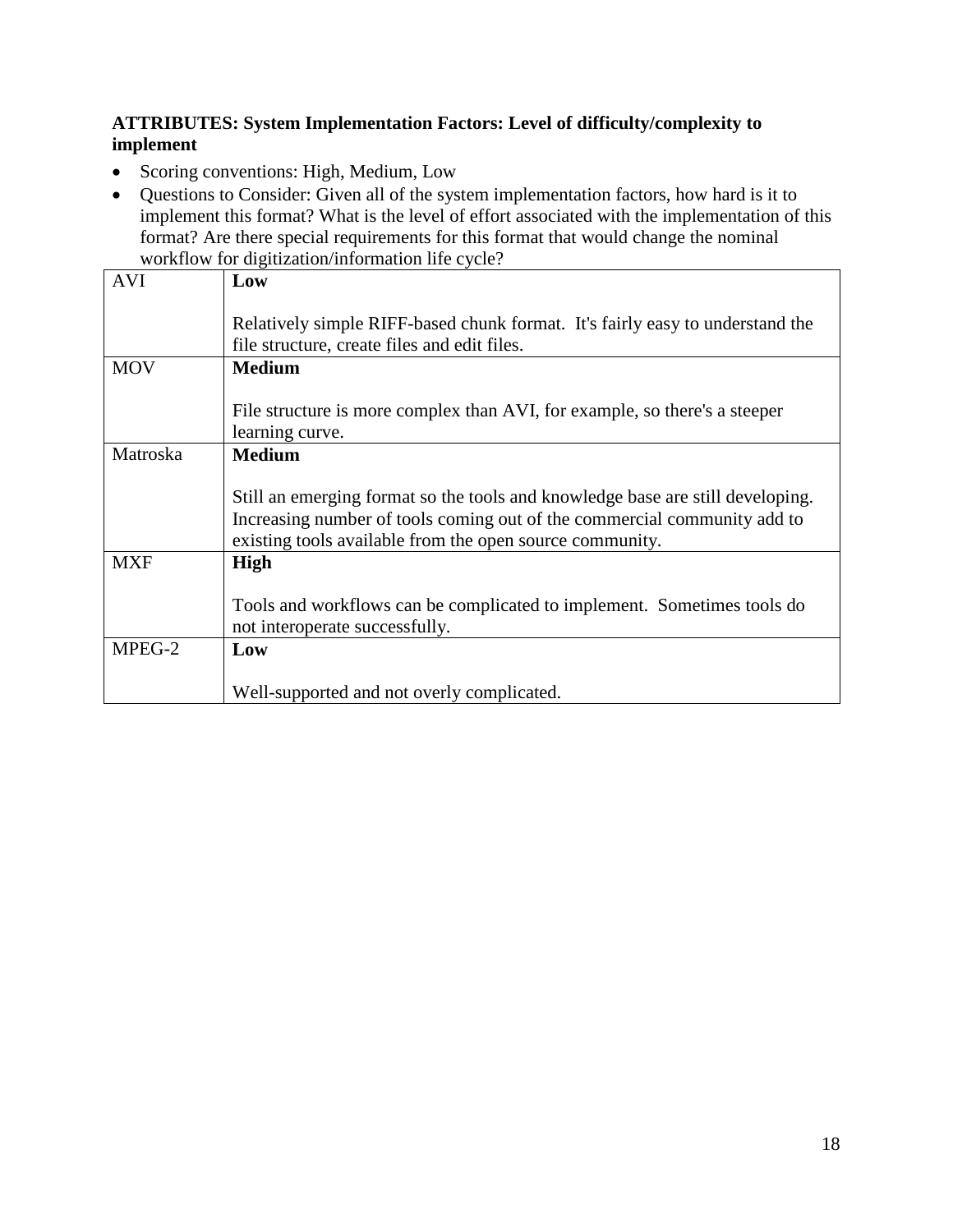**ATTRIBUTES: System Implementation Factors: Level of difficulty/complexity to implement**

- Scoring conventions: High, Medium, Low
- Questions to Consider: Given all of the system implementation factors, how hard is it to implement this format? What is the level of effort associated with the implementation of this format? Are there special requirements for this format that would change the nominal workflow for digitization/information life cycle?

| | |
|---|---|
| AVI | **Low**<br><br>Relatively simple RIFF-based chunk format. It's fairly easy to understand the file structure, create files and edit files. |
| MOV | **Medium**<br><br>File structure is more complex than AVI, for example, so there's a steeper learning curve. |
| Matroska | **Medium**<br><br>Still an emerging format so the tools and knowledge base are still developing. Increasing number of tools coming out of the commercial community add to existing tools available from the open source community. |
| MXF | **High**<br><br>Tools and workflows can be complicated to implement. Sometimes tools do not interoperate successfully. |
| MPEG-2 | **Low**<br><br>Well-supported and not overly complicated. |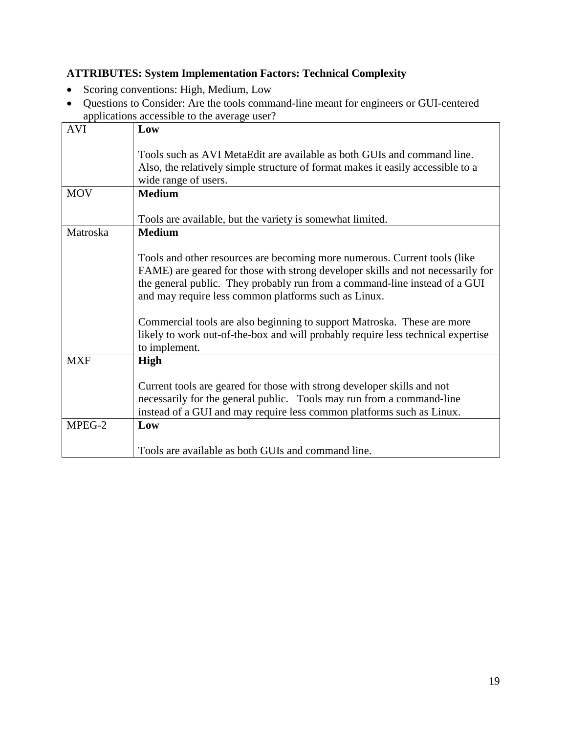**ATTRIBUTES: System Implementation Factors: Technical Complexity**

- Scoring conventions: High, Medium, Low
- Questions to Consider: Are the tools command-line meant for engineers or GUI-centered applications accessible to the average user?

| | |
|---|---|
| AVI | **Low**<br><br>Tools such as AVI MetaEdit are available as both GUIs and command line. Also, the relatively simple structure of format makes it easily accessible to a wide range of users. |
| MOV | **Medium**<br><br>Tools are available, but the variety is somewhat limited. |
| Matroska | **Medium**<br><br>Tools and other resources are becoming more numerous. Current tools (like FAME) are geared for those with strong developer skills and not necessarily for the general public. They probably run from a command-line instead of a GUI and may require less common platforms such as Linux.<br><br>Commercial tools are also beginning to support Matroska. These are more likely to work out-of-the-box and will probably require less technical expertise to implement. |
| MXF | **High**<br><br>Current tools are geared for those with strong developer skills and not necessarily for the general public. Tools may run from a command-line instead of a GUI and may require less common platforms such as Linux. |
| MPEG-2 | **Low**<br><br>Tools are available as both GUIs and command line. |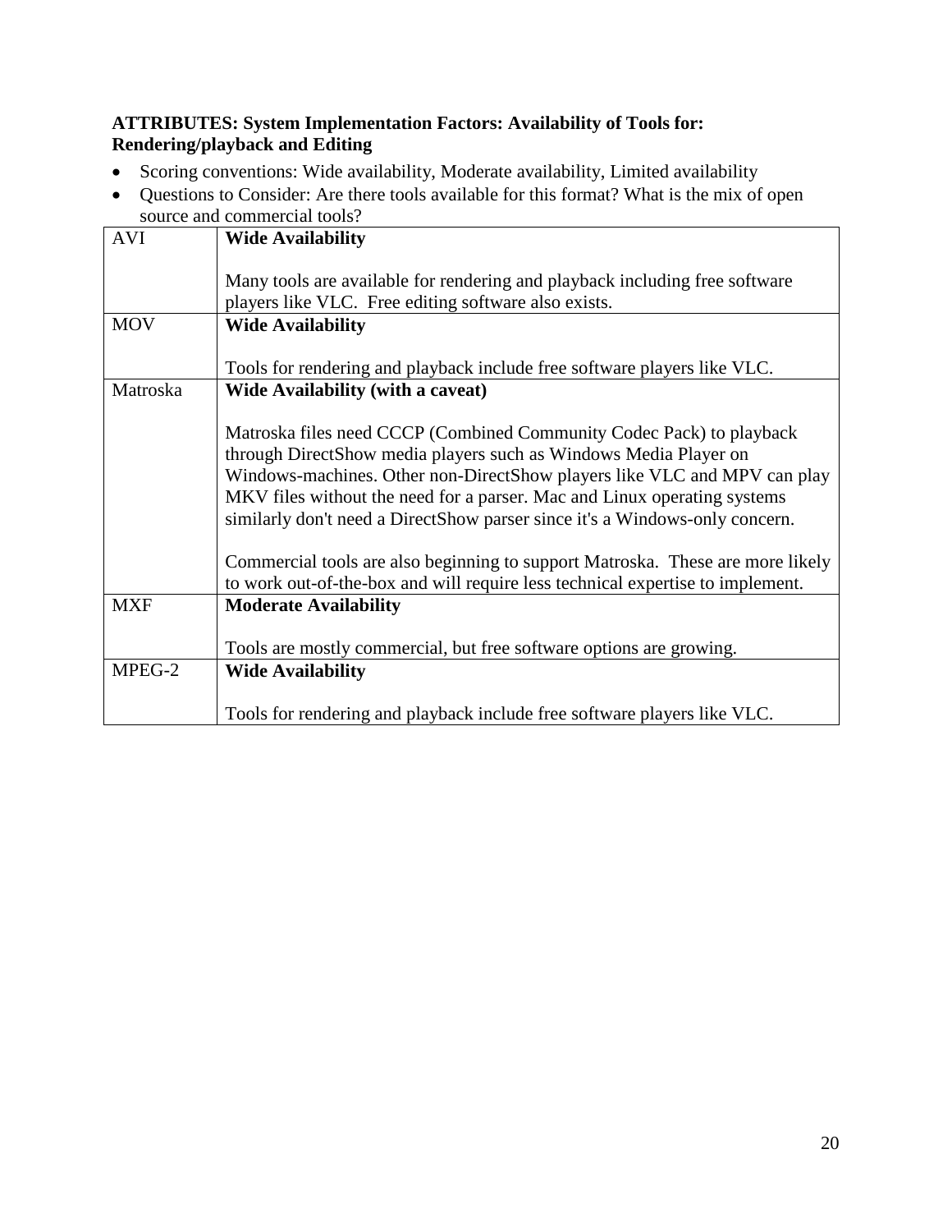**ATTRIBUTES: System Implementation Factors: Availability of Tools for: Rendering/playback and Editing**

- Scoring conventions: Wide availability, Moderate availability, Limited availability
- Questions to Consider: Are there tools available for this format? What is the mix of open source and commercial tools?

| | |
|---|---|
| AVI | **Wide Availability**<br><br>Many tools are available for rendering and playback including free software players like VLC. Free editing software also exists. |
| MOV | **Wide Availability**<br><br>Tools for rendering and playback include free software players like VLC. |
| Matroska | **Wide Availability (with a caveat)**<br><br>Matroska files need CCCP (Combined Community Codec Pack) to playback through DirectShow media players such as Windows Media Player on Windows-machines. Other non-DirectShow players like VLC and MPV can play MKV files without the need for a parser. Mac and Linux operating systems similarly don't need a DirectShow parser since it's a Windows-only concern.<br><br>Commercial tools are also beginning to support Matroska. These are more likely to work out-of-the-box and will require less technical expertise to implement. |
| MXF | **Moderate Availability**<br><br>Tools are mostly commercial, but free software options are growing. |
| MPEG-2 | **Wide Availability**<br><br>Tools for rendering and playback include free software players like VLC. |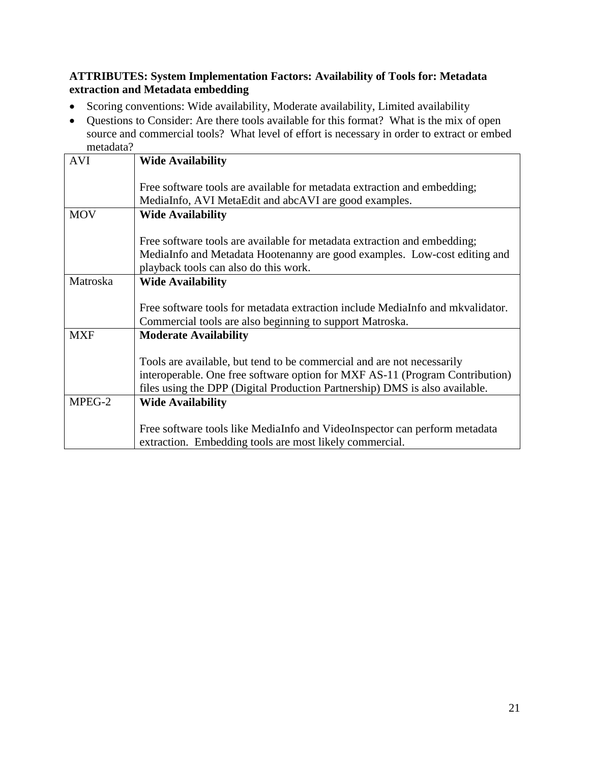**ATTRIBUTES: System Implementation Factors: Availability of Tools for: Metadata extraction and Metadata embedding**

- Scoring conventions: Wide availability, Moderate availability, Limited availability
- Questions to Consider: Are there tools available for this format? What is the mix of open source and commercial tools? What level of effort is necessary in order to extract or embed metadata?

| | |
|---|---|
| AVI | **Wide Availability**<br><br>Free software tools are available for metadata extraction and embedding; MediaInfo, AVI MetaEdit and abcAVI are good examples. |
| MOV | **Wide Availability**<br><br>Free software tools are available for metadata extraction and embedding; MediaInfo and Metadata Hootenanny are good examples. Low-cost editing and playback tools can also do this work. |
| Matroska | **Wide Availability**<br><br>Free software tools for metadata extraction include MediaInfo and mkvalidator. Commercial tools are also beginning to support Matroska. |
| MXF | **Moderate Availability**<br><br>Tools are available, but tend to be commercial and are not necessarily interoperable. One free software option for MXF AS-11 (Program Contribution) files using the DPP (Digital Production Partnership) DMS is also available. |
| MPEG-2 | **Wide Availability**<br><br>Free software tools like MediaInfo and VideoInspector can perform metadata extraction. Embedding tools are most likely commercial. |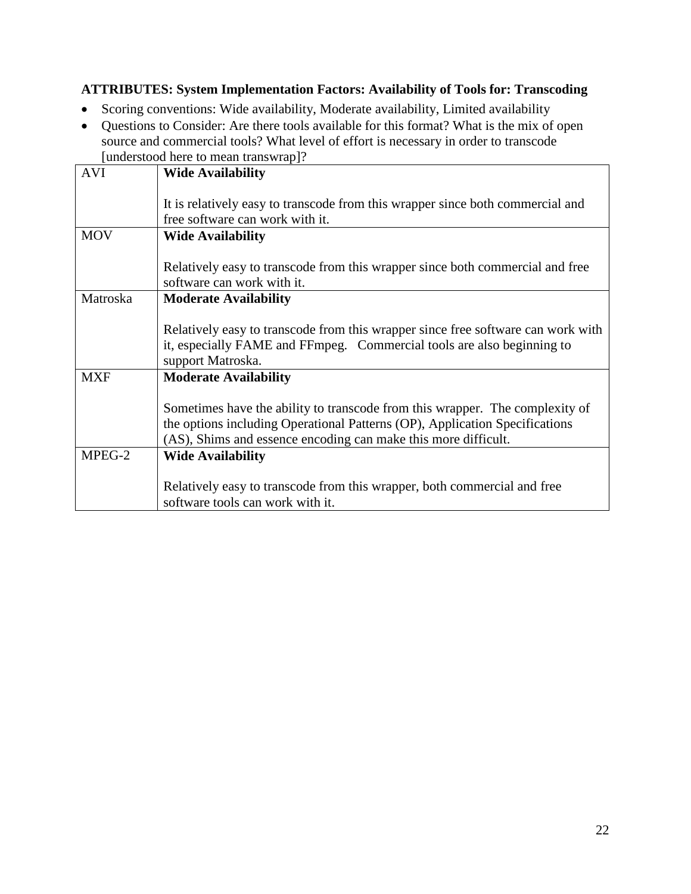**ATTRIBUTES: System Implementation Factors: Availability of Tools for: Transcoding**

- Scoring conventions: Wide availability, Moderate availability, Limited availability
- Questions to Consider: Are there tools available for this format? What is the mix of open source and commercial tools? What level of effort is necessary in order to transcode [understood here to mean transwrap]?

| | |
|---|---|
| AVI | **Wide Availability**<br><br>It is relatively easy to transcode from this wrapper since both commercial and free software can work with it. |
| MOV | **Wide Availability**<br><br>Relatively easy to transcode from this wrapper since both commercial and free software can work with it. |
| Matroska | **Moderate Availability**<br><br>Relatively easy to transcode from this wrapper since free software can work with it, especially FAME and FFmpeg. Commercial tools are also beginning to support Matroska. |
| MXF | **Moderate Availability**<br><br>Sometimes have the ability to transcode from this wrapper. The complexity of the options including Operational Patterns (OP), Application Specifications (AS), Shims and essence encoding can make this more difficult. |
| MPEG-2 | **Wide Availability**<br><br>Relatively easy to transcode from this wrapper, both commercial and free software tools can work with it. |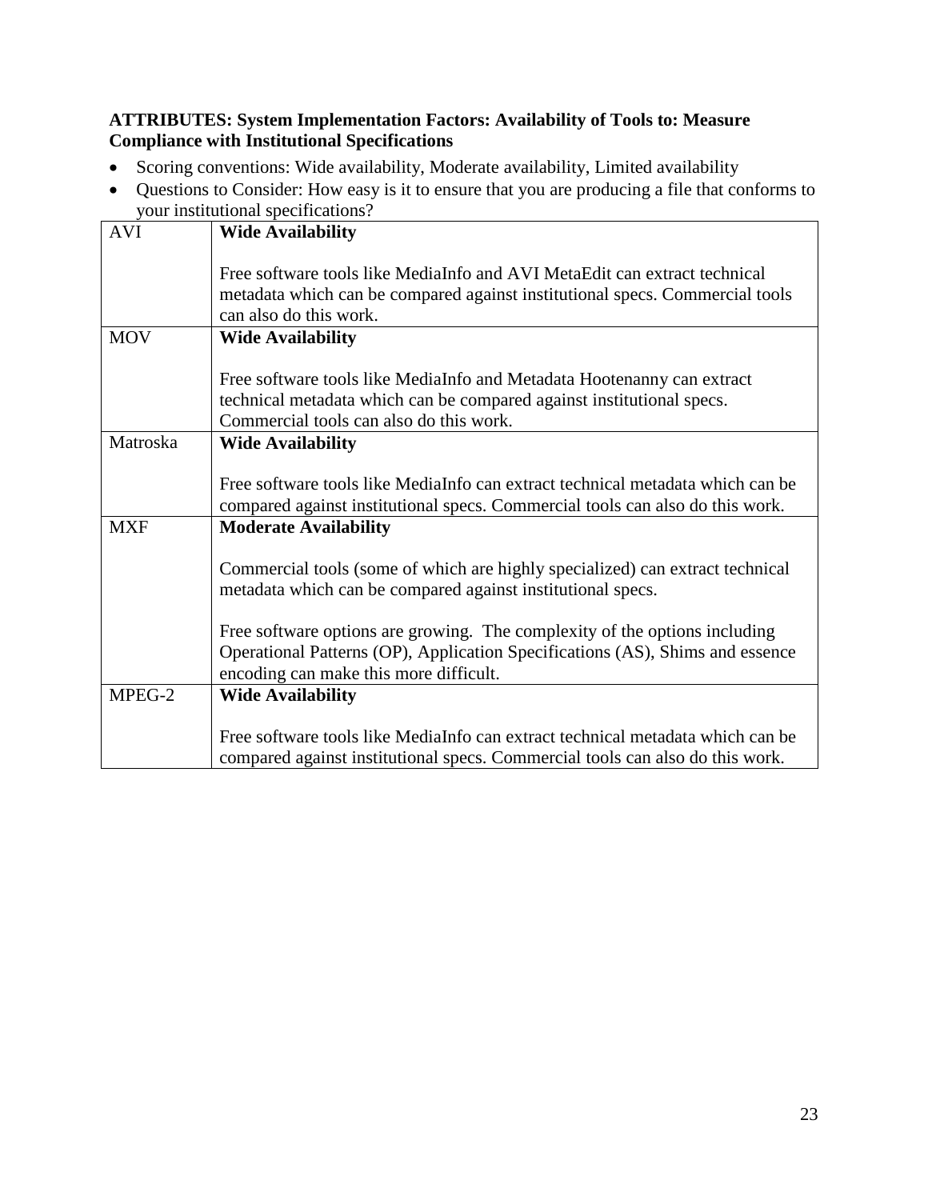**ATTRIBUTES: System Implementation Factors: Availability of Tools to: Measure Compliance with Institutional Specifications**

- Scoring conventions: Wide availability, Moderate availability, Limited availability
- Questions to Consider: How easy is it to ensure that you are producing a file that conforms to your institutional specifications?

| | |
|---|---|
| AVI | **Wide Availability**<br><br>Free software tools like MediaInfo and AVI MetaEdit can extract technical metadata which can be compared against institutional specs. Commercial tools can also do this work. |
| MOV | **Wide Availability**<br><br>Free software tools like MediaInfo and Metadata Hootenanny can extract technical metadata which can be compared against institutional specs. Commercial tools can also do this work. |
| Matroska | **Wide Availability**<br><br>Free software tools like MediaInfo can extract technical metadata which can be compared against institutional specs. Commercial tools can also do this work. |
| MXF | **Moderate Availability**<br><br>Commercial tools (some of which are highly specialized) can extract technical metadata which can be compared against institutional specs.<br><br>Free software options are growing. The complexity of the options including Operational Patterns (OP), Application Specifications (AS), Shims and essence encoding can make this more difficult. |
| MPEG-2 | **Wide Availability**<br><br>Free software tools like MediaInfo can extract technical metadata which can be compared against institutional specs. Commercial tools can also do this work. |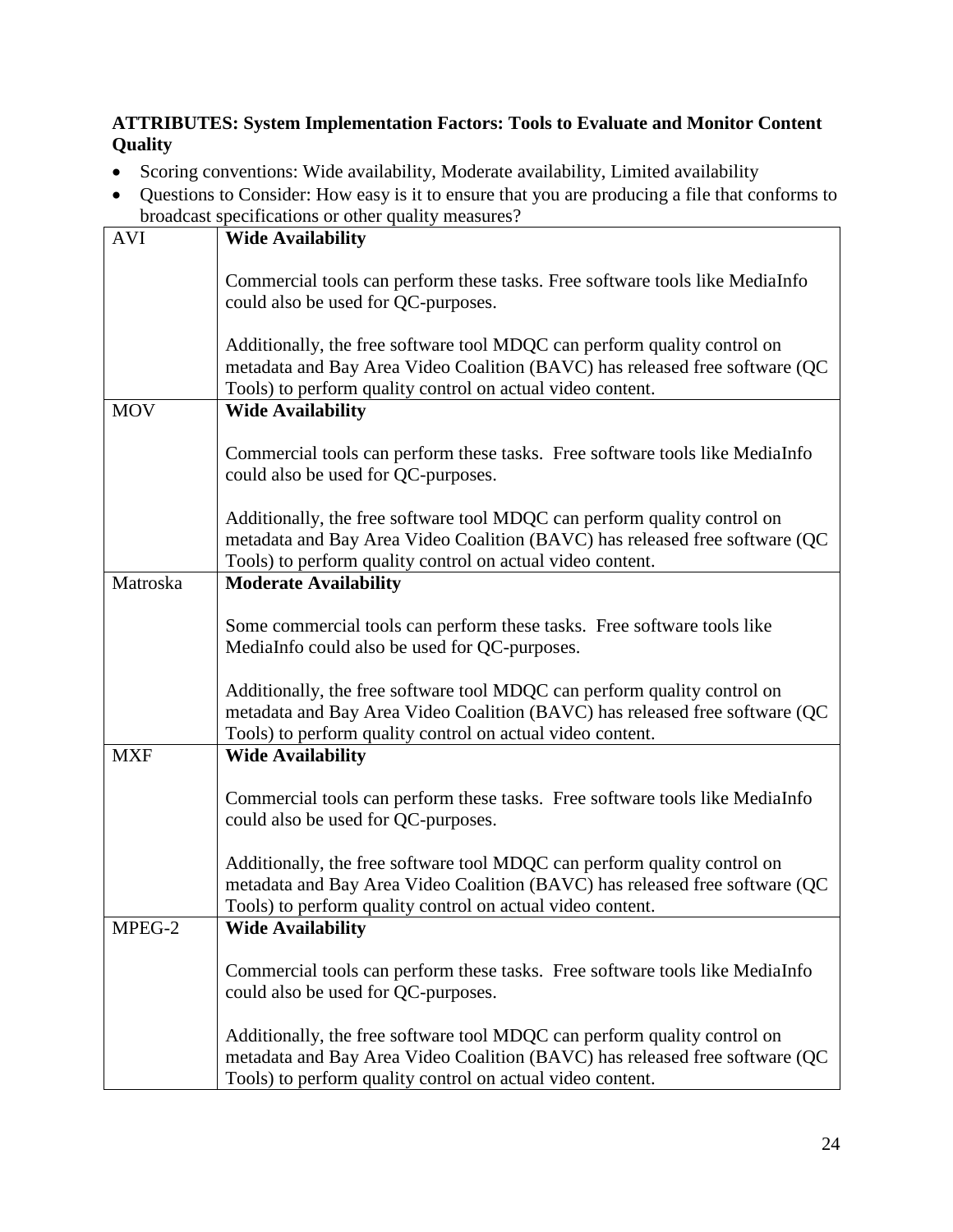**ATTRIBUTES: System Implementation Factors: Tools to Evaluate and Monitor Content Quality**

- Scoring conventions: Wide availability, Moderate availability, Limited availability
- Questions to Consider: How easy is it to ensure that you are producing a file that conforms to broadcast specifications or other quality measures?

| | |
|---|---|
| AVI | **Wide Availability**<br><br>Commercial tools can perform these tasks. Free software tools like MediaInfo could also be used for QC-purposes.<br><br>Additionally, the free software tool MDQC can perform quality control on metadata and Bay Area Video Coalition (BAVC) has released free software (QC Tools) to perform quality control on actual video content. |
| MOV | **Wide Availability**<br><br>Commercial tools can perform these tasks. Free software tools like MediaInfo could also be used for QC-purposes.<br><br>Additionally, the free software tool MDQC can perform quality control on metadata and Bay Area Video Coalition (BAVC) has released free software (QC Tools) to perform quality control on actual video content. |
| Matroska | **Moderate Availability**<br><br>Some commercial tools can perform these tasks. Free software tools like MediaInfo could also be used for QC-purposes.<br><br>Additionally, the free software tool MDQC can perform quality control on metadata and Bay Area Video Coalition (BAVC) has released free software (QC Tools) to perform quality control on actual video content. |
| MXF | **Wide Availability**<br><br>Commercial tools can perform these tasks. Free software tools like MediaInfo could also be used for QC-purposes.<br><br>Additionally, the free software tool MDQC can perform quality control on metadata and Bay Area Video Coalition (BAVC) has released free software (QC Tools) to perform quality control on actual video content. |
| MPEG-2 | **Wide Availability**<br><br>Commercial tools can perform these tasks. Free software tools like MediaInfo could also be used for QC-purposes.<br><br>Additionally, the free software tool MDQC can perform quality control on metadata and Bay Area Video Coalition (BAVC) has released free software (QC Tools) to perform quality control on actual video content. |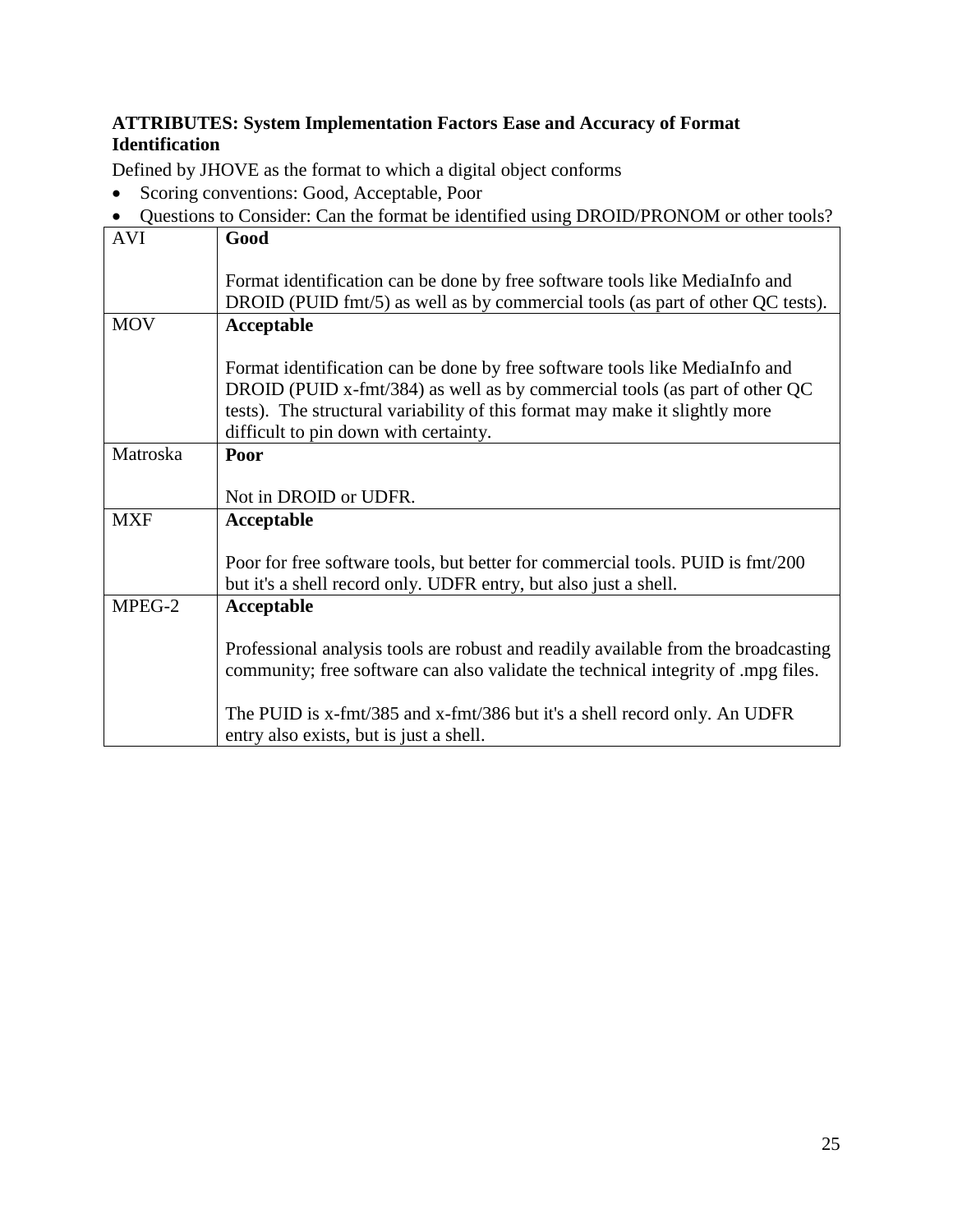**ATTRIBUTES: System Implementation Factors Ease and Accuracy of Format Identification**

Defined by JHOVE as the format to which a digital object conforms

- Scoring conventions: Good, Acceptable, Poor
- Questions to Consider: Can the format be identified using DROID/PRONOM or other tools?

| | |
|---|---|
| AVI | **Good**<br><br>Format identification can be done by free software tools like MediaInfo and DROID (PUID fmt/5) as well as by commercial tools (as part of other QC tests). |
| MOV | **Acceptable**<br><br>Format identification can be done by free software tools like MediaInfo and DROID (PUID x-fmt/384) as well as by commercial tools (as part of other QC tests). The structural variability of this format may make it slightly more difficult to pin down with certainty. |
| Matroska | **Poor**<br><br>Not in DROID or UDFR. |
| MXF | **Acceptable**<br><br>Poor for free software tools, but better for commercial tools. PUID is fmt/200 but it's a shell record only. UDFR entry, but also just a shell. |
| MPEG-2 | **Acceptable**<br><br>Professional analysis tools are robust and readily available from the broadcasting community; free software can also validate the technical integrity of .mpg files.<br><br>The PUID is x-fmt/385 and x-fmt/386 but it's a shell record only. An UDFR entry also exists, but is just a shell. |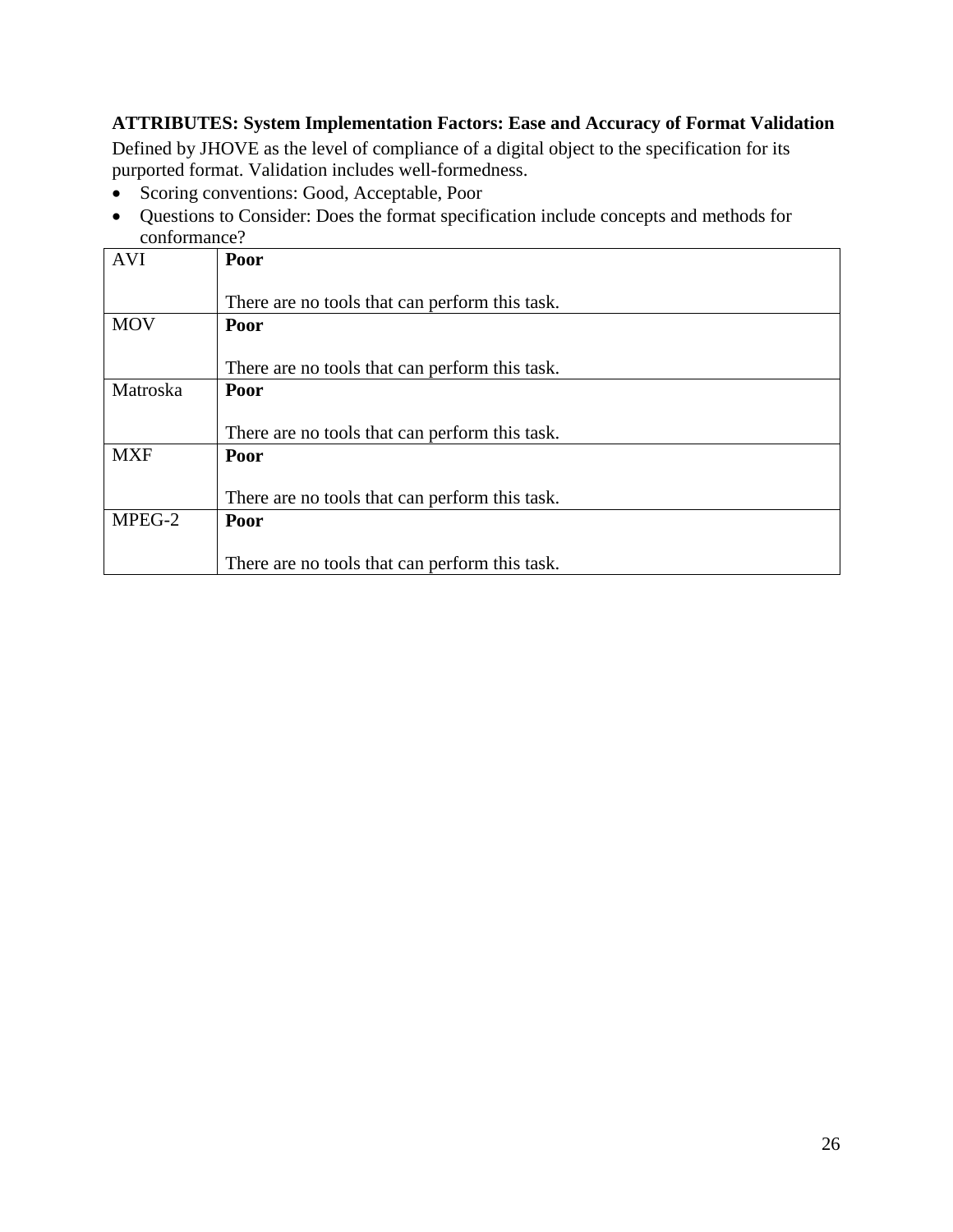**ATTRIBUTES: System Implementation Factors: Ease and Accuracy of Format Validation**

Defined by JHOVE as the level of compliance of a digital object to the specification for its purported format. Validation includes well-formedness.

- Scoring conventions: Good, Acceptable, Poor
- Questions to Consider: Does the format specification include concepts and methods for conformance?

| | |
|---|---|
| AVI | **Poor**<br><br>There are no tools that can perform this task. |
| MOV | **Poor**<br><br>There are no tools that can perform this task. |
| Matroska | **Poor**<br><br>There are no tools that can perform this task. |
| MXF | **Poor**<br><br>There are no tools that can perform this task. |
| MPEG-2 | **Poor**<br><br>There are no tools that can perform this task. |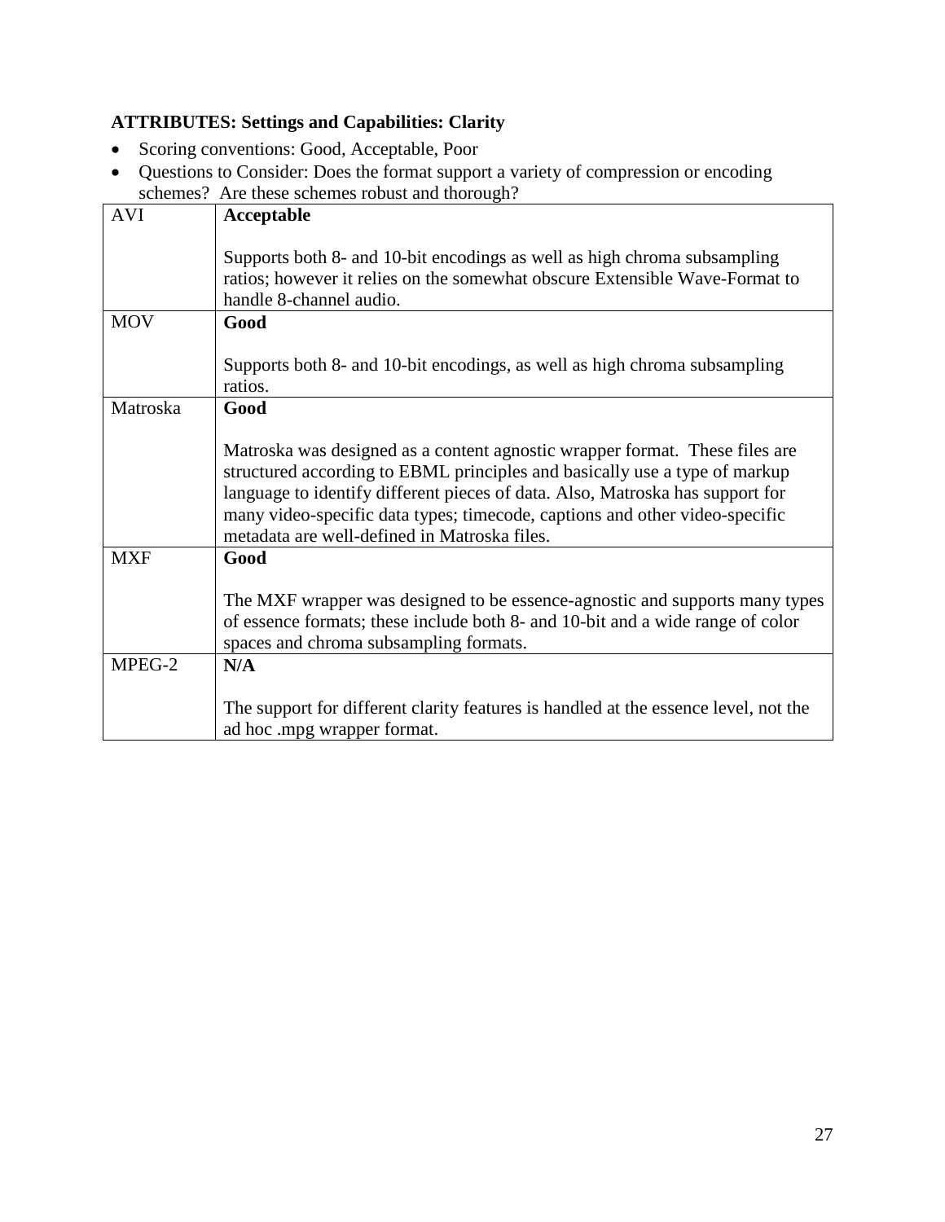**ATTRIBUTES: Settings and Capabilities: Clarity**

- Scoring conventions: Good, Acceptable, Poor
- Questions to Consider: Does the format support a variety of compression or encoding schemes? Are these schemes robust and thorough?

| | |
|---|---|
| AVI | **Acceptable**<br><br>Supports both 8- and 10-bit encodings as well as high chroma subsampling ratios; however it relies on the somewhat obscure Extensible Wave-Format to handle 8-channel audio. |
| MOV | **Good**<br><br>Supports both 8- and 10-bit encodings, as well as high chroma subsampling ratios. |
| Matroska | **Good**<br><br>Matroska was designed as a content agnostic wrapper format. These files are structured according to EBML principles and basically use a type of markup language to identify different pieces of data. Also, Matroska has support for many video-specific data types; timecode, captions and other video-specific metadata are well-defined in Matroska files. |
| MXF | **Good**<br><br>The MXF wrapper was designed to be essence-agnostic and supports many types of essence formats; these include both 8- and 10-bit and a wide range of color spaces and chroma subsampling formats. |
| MPEG-2 | **N/A**<br><br>The support for different clarity features is handled at the essence level, not the ad hoc .mpg wrapper format. |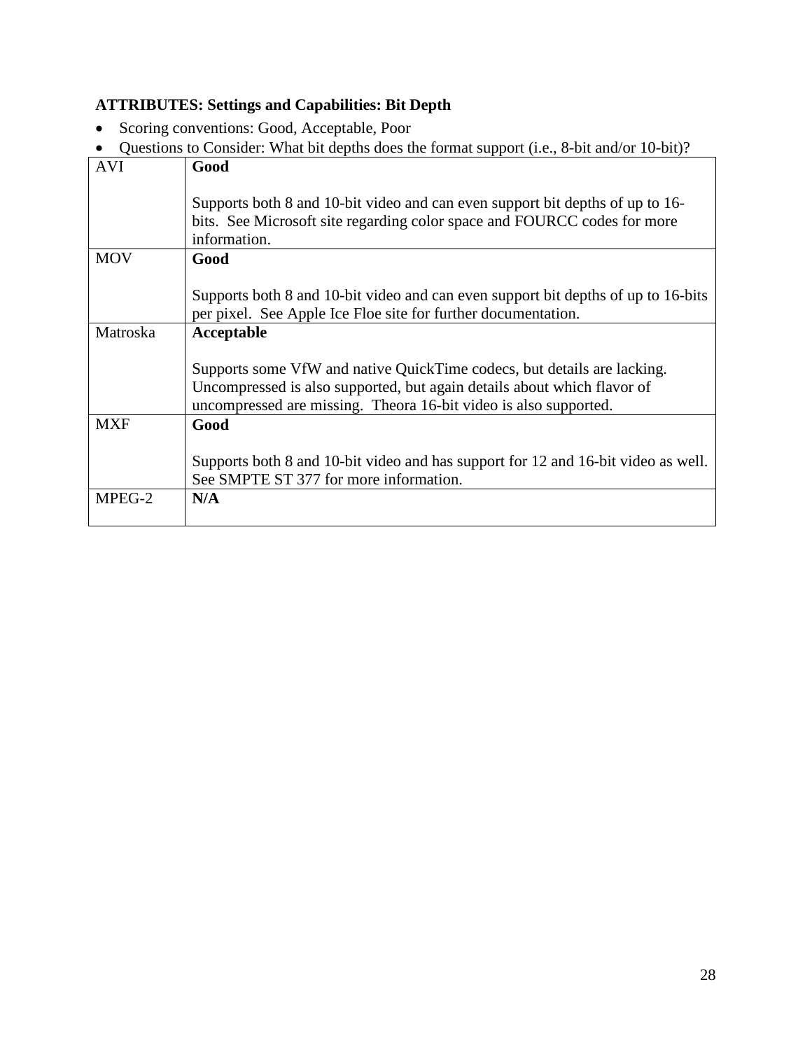**ATTRIBUTES: Settings and Capabilities: Bit Depth**

- Scoring conventions: Good, Acceptable, Poor
- Questions to Consider: What bit depths does the format support (i.e., 8-bit and/or 10-bit)?

| | |
|---|---|
| AVI | **Good**<br><br>Supports both 8 and 10-bit video and can even support bit depths of up to 16-bits. See Microsoft site regarding color space and FOURCC codes for more information. |
| MOV | **Good**<br><br>Supports both 8 and 10-bit video and can even support bit depths of up to 16-bits per pixel. See Apple Ice Floe site for further documentation. |
| Matroska | **Acceptable**<br><br>Supports some VfW and native QuickTime codecs, but details are lacking. Uncompressed is also supported, but again details about which flavor of uncompressed are missing. Theora 16-bit video is also supported. |
| MXF | **Good**<br><br>Supports both 8 and 10-bit video and has support for 12 and 16-bit video as well. See SMPTE ST 377 for more information. |
| MPEG-2 | **N/A** |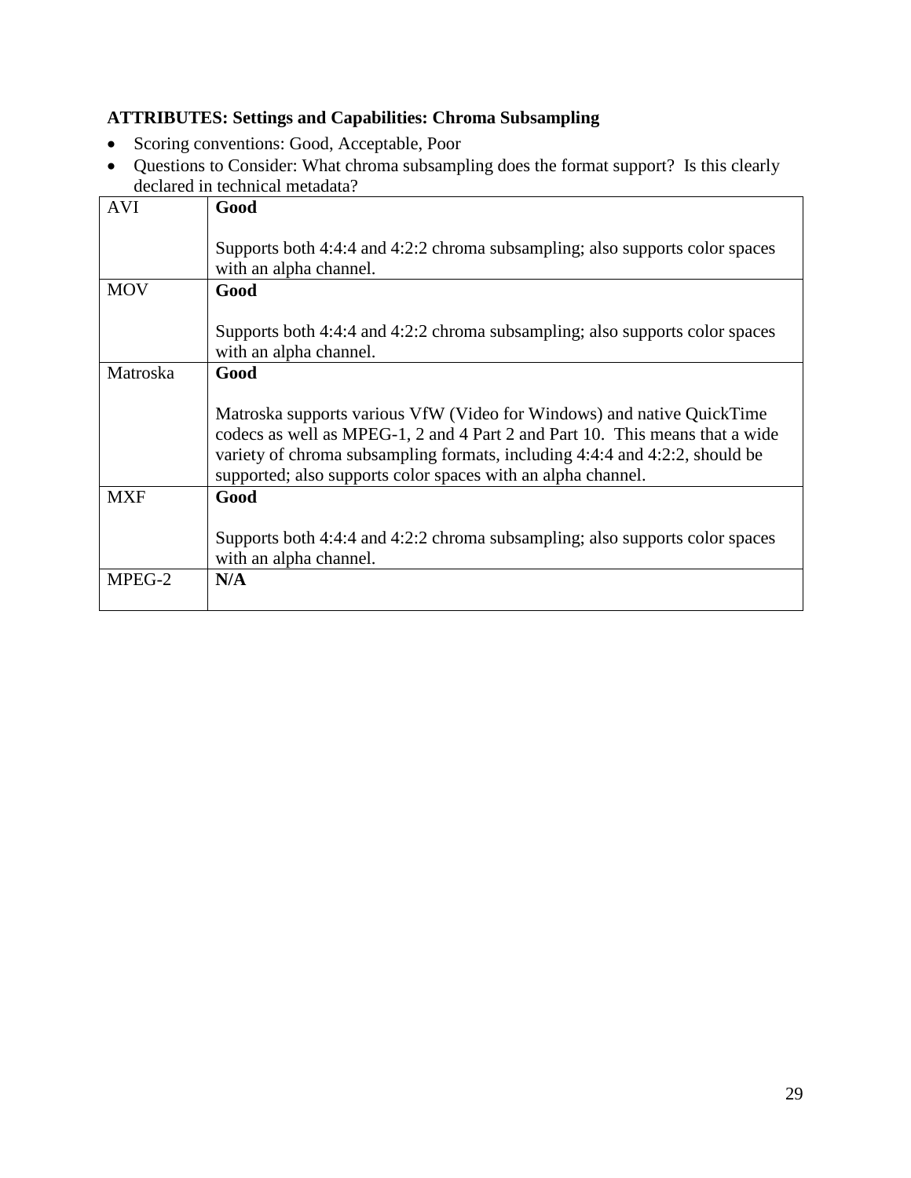**ATTRIBUTES: Settings and Capabilities: Chroma Subsampling**

- Scoring conventions: Good, Acceptable, Poor
- Questions to Consider: What chroma subsampling does the format support? Is this clearly declared in technical metadata?

| | |
|---|---|
| AVI | **Good**<br><br>Supports both 4:4:4 and 4:2:2 chroma subsampling; also supports color spaces with an alpha channel. |
| MOV | **Good**<br><br>Supports both 4:4:4 and 4:2:2 chroma subsampling; also supports color spaces with an alpha channel. |
| Matroska | **Good**<br><br>Matroska supports various VfW (Video for Windows) and native QuickTime codecs as well as MPEG-1, 2 and 4 Part 2 and Part 10. This means that a wide variety of chroma subsampling formats, including 4:4:4 and 4:2:2, should be supported; also supports color spaces with an alpha channel. |
| MXF | **Good**<br><br>Supports both 4:4:4 and 4:2:2 chroma subsampling; also supports color spaces with an alpha channel. |
| MPEG-2 | **N/A** |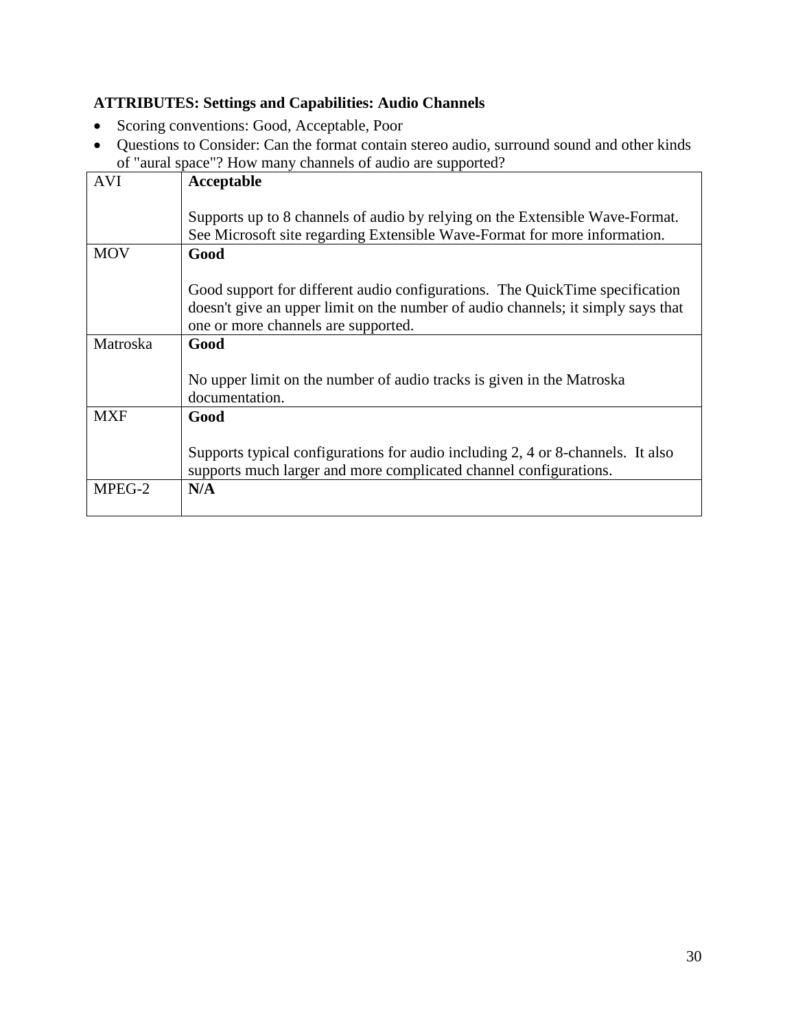**ATTRIBUTES: Settings and Capabilities: Audio Channels**

- Scoring conventions: Good, Acceptable, Poor
- Questions to Consider: Can the format contain stereo audio, surround sound and other kinds of "aural space"? How many channels of audio are supported?

| | |
|---|---|
| AVI | **Acceptable**<br><br>Supports up to 8 channels of audio by relying on the Extensible Wave-Format. See Microsoft site regarding Extensible Wave-Format for more information. |
| MOV | **Good**<br><br>Good support for different audio configurations. The QuickTime specification doesn't give an upper limit on the number of audio channels; it simply says that one or more channels are supported. |
| Matroska | **Good**<br><br>No upper limit on the number of audio tracks is given in the Matroska documentation. |
| MXF | **Good**<br><br>Supports typical configurations for audio including 2, 4 or 8-channels. It also supports much larger and more complicated channel configurations. |
| MPEG-2 | **N/A** |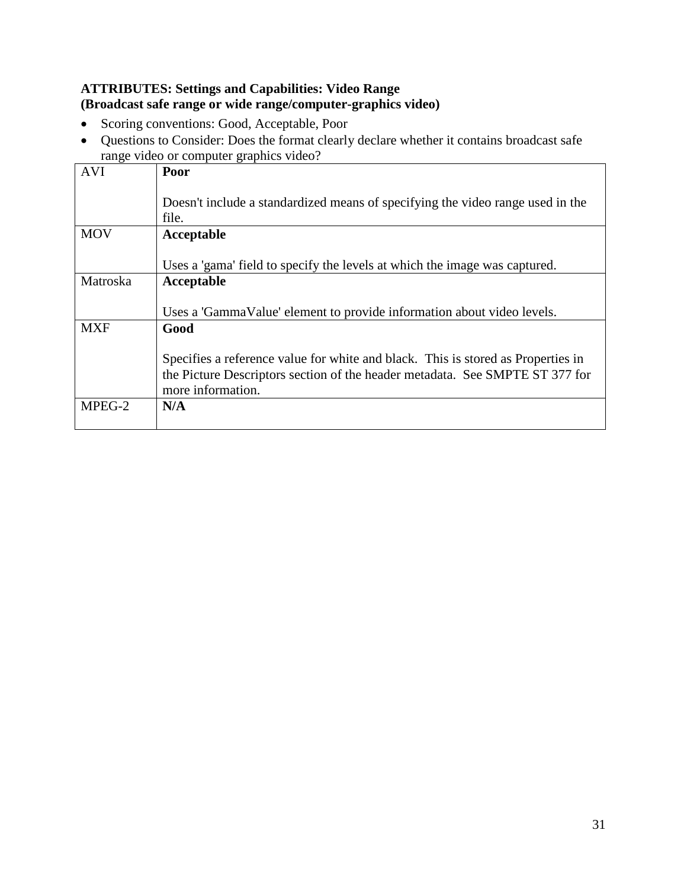**ATTRIBUTES: Settings and Capabilities: Video Range**
**(Broadcast safe range or wide range/computer-graphics video)**

- Scoring conventions: Good, Acceptable, Poor
- Questions to Consider: Does the format clearly declare whether it contains broadcast safe range video or computer graphics video?

| | |
|---|---|
| AVI | **Poor**<br><br>Doesn't include a standardized means of specifying the video range used in the file. |
| MOV | **Acceptable**<br><br>Uses a 'gama' field to specify the levels at which the image was captured. |
| Matroska | **Acceptable**<br><br>Uses a 'GammaValue' element to provide information about video levels. |
| MXF | **Good**<br><br>Specifies a reference value for white and black. This is stored as Properties in the Picture Descriptors section of the header metadata. See SMPTE ST 377 for more information. |
| MPEG-2 | **N/A** |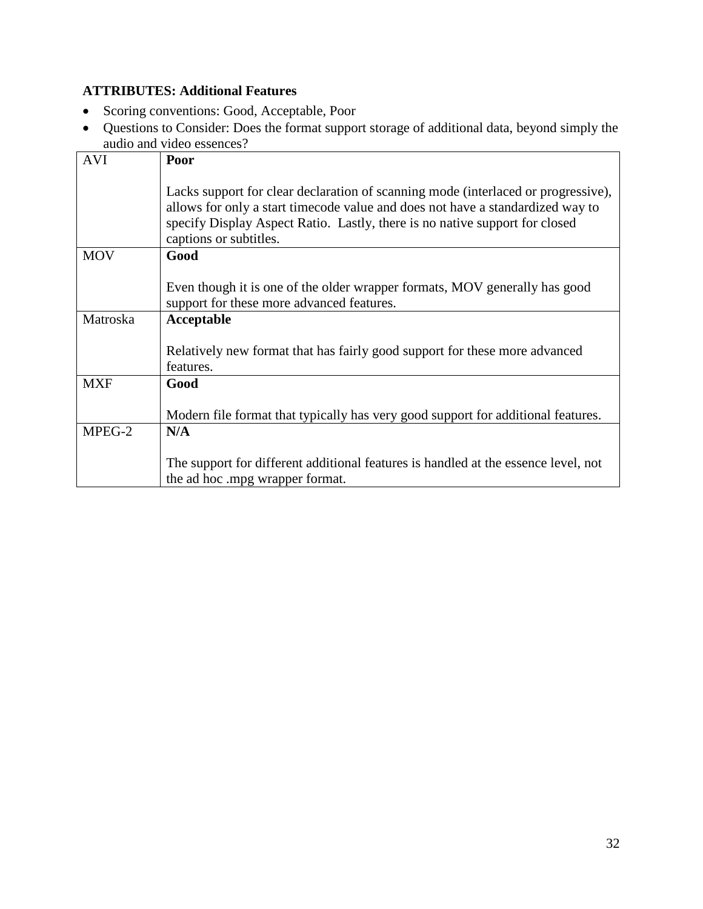**ATTRIBUTES: Additional Features**

- Scoring conventions: Good, Acceptable, Poor
- Questions to Consider: Does the format support storage of additional data, beyond simply the audio and video essences?

| | |
|---|---|
| AVI | **Poor**<br><br>Lacks support for clear declaration of scanning mode (interlaced or progressive), allows for only a start timecode value and does not have a standardized way to specify Display Aspect Ratio. Lastly, there is no native support for closed captions or subtitles. |
| MOV | **Good**<br><br>Even though it is one of the older wrapper formats, MOV generally has good support for these more advanced features. |
| Matroska | **Acceptable**<br><br>Relatively new format that has fairly good support for these more advanced features. |
| MXF | **Good**<br><br>Modern file format that typically has very good support for additional features. |
| MPEG-2 | **N/A**<br><br>The support for different additional features is handled at the essence level, not the ad hoc .mpg wrapper format. |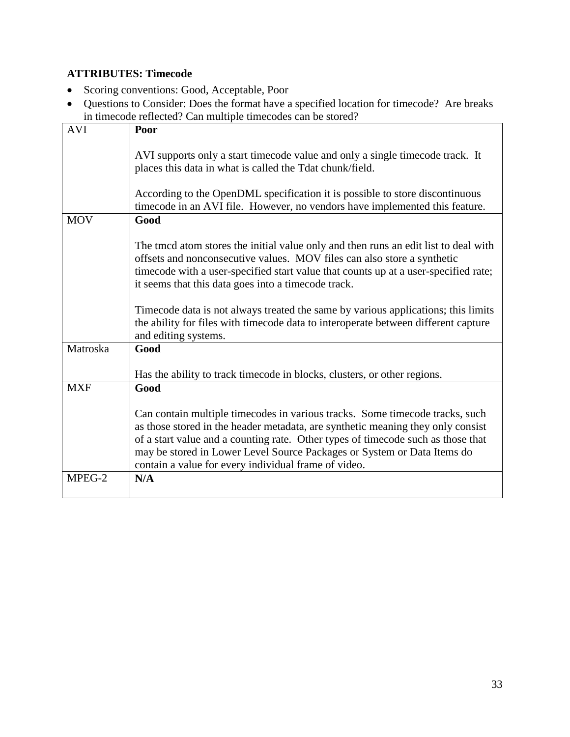**ATTRIBUTES: Timecode**

- Scoring conventions: Good, Acceptable, Poor
- Questions to Consider: Does the format have a specified location for timecode? Are breaks in timecode reflected? Can multiple timecodes can be stored?

| | |
|---|---|
| AVI | **Poor**<br><br>AVI supports only a start timecode value and only a single timecode track. It places this data in what is called the Tdat chunk/field.<br><br>According to the OpenDML specification it is possible to store discontinuous timecode in an AVI file. However, no vendors have implemented this feature. |
| MOV | **Good**<br><br>The tmcd atom stores the initial value only and then runs an edit list to deal with offsets and nonconsecutive values. MOV files can also store a synthetic timecode with a user-specified start value that counts up at a user-specified rate; it seems that this data goes into a timecode track.<br><br>Timecode data is not always treated the same by various applications; this limits the ability for files with timecode data to interoperate between different capture and editing systems. |
| Matroska | **Good**<br><br>Has the ability to track timecode in blocks, clusters, or other regions. |
| MXF | **Good**<br><br>Can contain multiple timecodes in various tracks. Some timecode tracks, such as those stored in the header metadata, are synthetic meaning they only consist of a start value and a counting rate. Other types of timecode such as those that may be stored in Lower Level Source Packages or System or Data Items do contain a value for every individual frame of video. |
| MPEG-2 | **N/A** |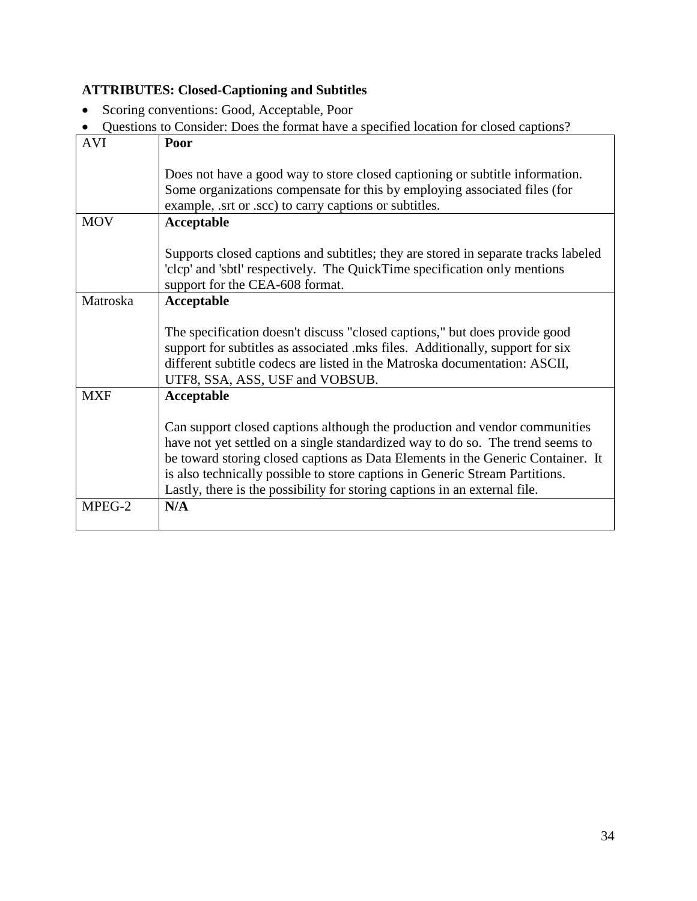**ATTRIBUTES: Closed-Captioning and Subtitles**

- Scoring conventions: Good, Acceptable, Poor
- Questions to Consider: Does the format have a specified location for closed captions?

| | |
|---|---|
| AVI | **Poor**<br><br>Does not have a good way to store closed captioning or subtitle information. Some organizations compensate for this by employing associated files (for example, .srt or .scc) to carry captions or subtitles. |
| MOV | **Acceptable**<br><br>Supports closed captions and subtitles; they are stored in separate tracks labeled 'clcp' and 'sbtl' respectively. The QuickTime specification only mentions support for the CEA-608 format. |
| Matroska | **Acceptable**<br><br>The specification doesn't discuss "closed captions," but does provide good support for subtitles as associated .mks files. Additionally, support for six different subtitle codecs are listed in the Matroska documentation: ASCII, UTF8, SSA, ASS, USF and VOBSUB. |
| MXF | **Acceptable**<br><br>Can support closed captions although the production and vendor communities have not yet settled on a single standardized way to do so. The trend seems to be toward storing closed captions as Data Elements in the Generic Container. It is also technically possible to store captions in Generic Stream Partitions. Lastly, there is the possibility for storing captions in an external file. |
| MPEG-2 | **N/A** |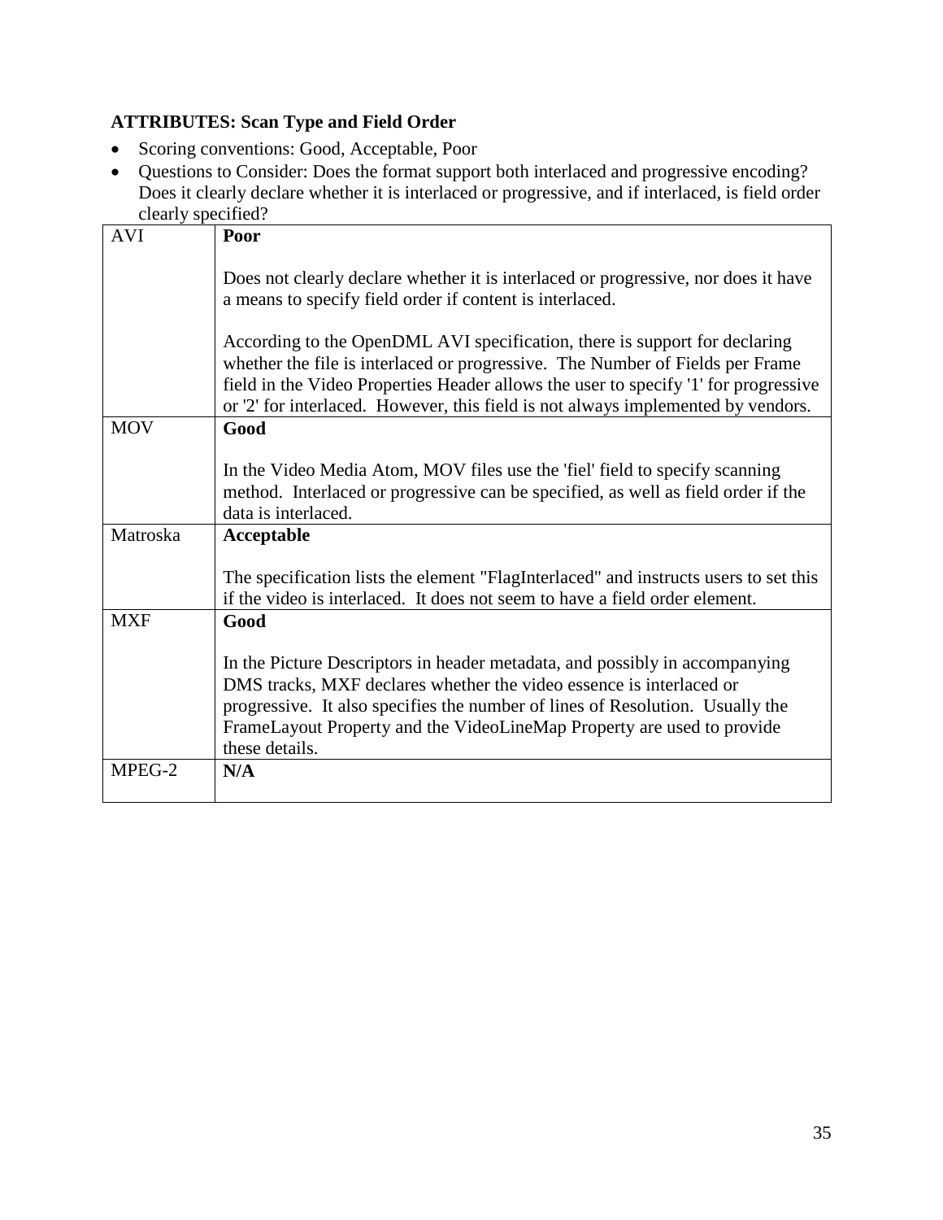**ATTRIBUTES: Scan Type and Field Order**

- Scoring conventions: Good, Acceptable, Poor
- Questions to Consider: Does the format support both interlaced and progressive encoding? Does it clearly declare whether it is interlaced or progressive, and if interlaced, is field order clearly specified?

| | |
|---|---|
| AVI | **Poor**<br><br>Does not clearly declare whether it is interlaced or progressive, nor does it have a means to specify field order if content is interlaced.<br><br>According to the OpenDML AVI specification, there is support for declaring whether the file is interlaced or progressive. The Number of Fields per Frame field in the Video Properties Header allows the user to specify '1' for progressive or '2' for interlaced. However, this field is not always implemented by vendors. |
| MOV | **Good**<br><br>In the Video Media Atom, MOV files use the 'fiel' field to specify scanning method. Interlaced or progressive can be specified, as well as field order if the data is interlaced. |
| Matroska | **Acceptable**<br><br>The specification lists the element "FlagInterlaced" and instructs users to set this if the video is interlaced. It does not seem to have a field order element. |
| MXF | **Good**<br><br>In the Picture Descriptors in header metadata, and possibly in accompanying DMS tracks, MXF declares whether the video essence is interlaced or progressive. It also specifies the number of lines of Resolution. Usually the FrameLayout Property and the VideoLineMap Property are used to provide these details. |
| MPEG-2 | **N/A** |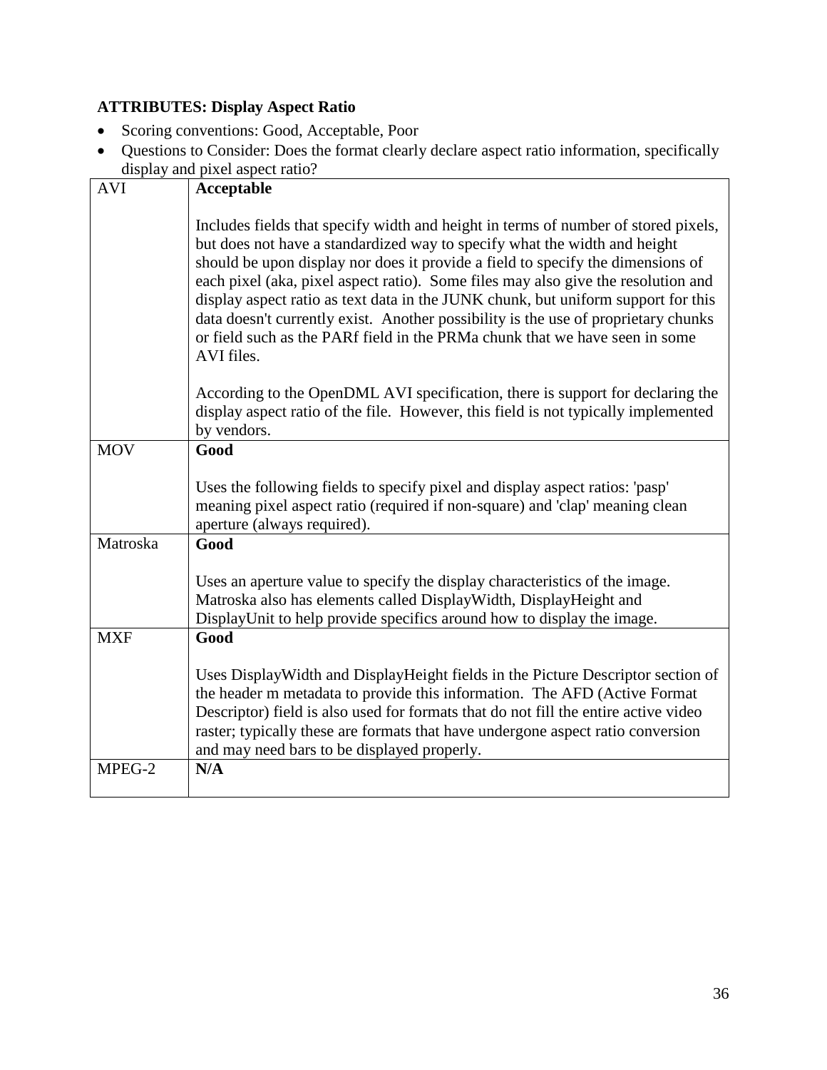**ATTRIBUTES: Display Aspect Ratio**

- Scoring conventions: Good, Acceptable, Poor
- Questions to Consider: Does the format clearly declare aspect ratio information, specifically display and pixel aspect ratio?

| | |
|---|---|
| AVI | **Acceptable**<br><br>Includes fields that specify width and height in terms of number of stored pixels, but does not have a standardized way to specify what the width and height should be upon display nor does it provide a field to specify the dimensions of each pixel (aka, pixel aspect ratio). Some files may also give the resolution and display aspect ratio as text data in the JUNK chunk, but uniform support for this data doesn't currently exist. Another possibility is the use of proprietary chunks or field such as the PARf field in the PRMa chunk that we have seen in some AVI files.<br><br>According to the OpenDML AVI specification, there is support for declaring the display aspect ratio of the file. However, this field is not typically implemented by vendors. |
| MOV | **Good**<br><br>Uses the following fields to specify pixel and display aspect ratios: 'pasp' meaning pixel aspect ratio (required if non-square) and 'clap' meaning clean aperture (always required). |
| Matroska | **Good**<br><br>Uses an aperture value to specify the display characteristics of the image. Matroska also has elements called DisplayWidth, DisplayHeight and DisplayUnit to help provide specifics around how to display the image. |
| MXF | **Good**<br><br>Uses DisplayWidth and DisplayHeight fields in the Picture Descriptor section of the header m metadata to provide this information. The AFD (Active Format Descriptor) field is also used for formats that do not fill the entire active video raster; typically these are formats that have undergone aspect ratio conversion and may need bars to be displayed properly. |
| MPEG-2 | **N/A** |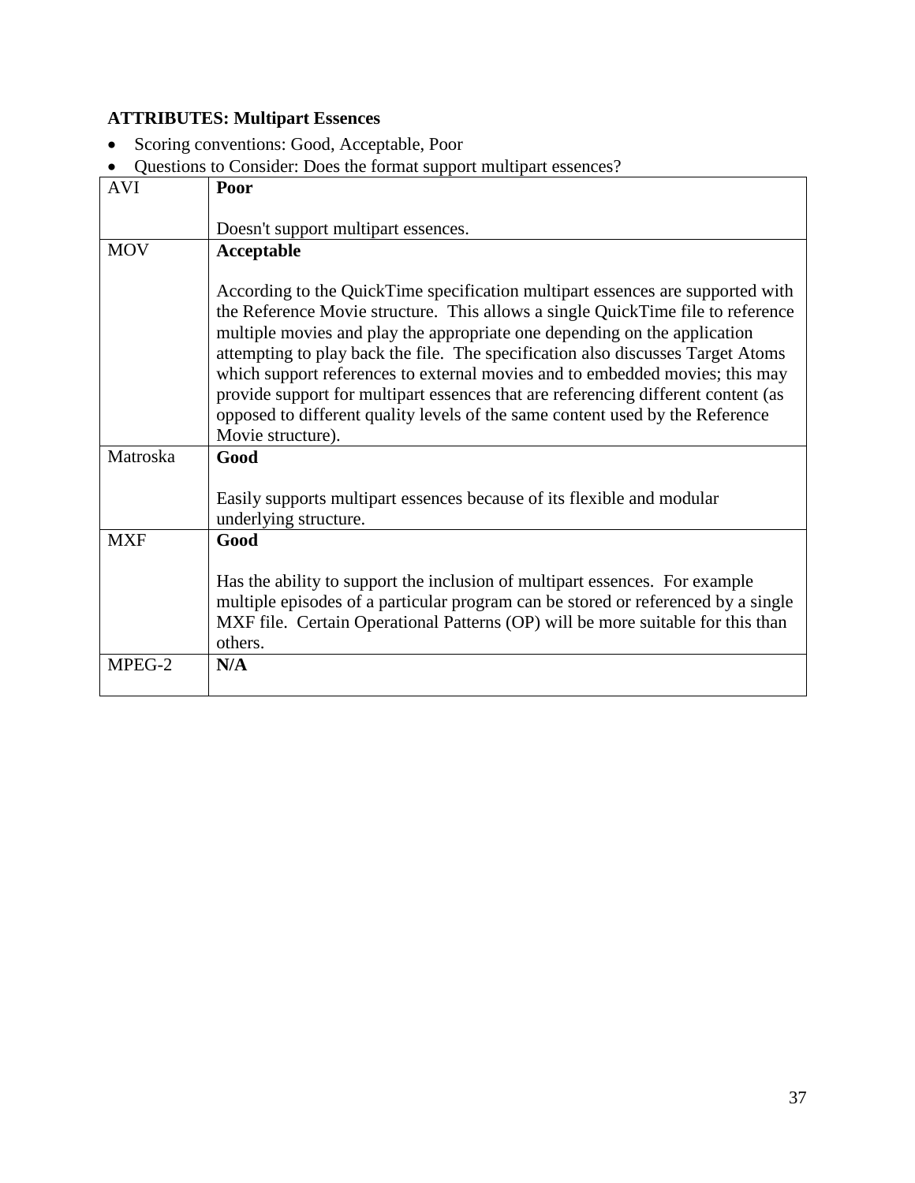**ATTRIBUTES: Multipart Essences**

- Scoring conventions: Good, Acceptable, Poor
- Questions to Consider: Does the format support multipart essences?

| Format | Assessment |
|---|---|
| AVI | **Poor**<br><br>Doesn't support multipart essences. |
| MOV | **Acceptable**<br><br>According to the QuickTime specification multipart essences are supported with the Reference Movie structure. This allows a single QuickTime file to reference multiple movies and play the appropriate one depending on the application attempting to play back the file. The specification also discusses Target Atoms which support references to external movies and to embedded movies; this may provide support for multipart essences that are referencing different content (as opposed to different quality levels of the same content used by the Reference Movie structure). |
| Matroska | **Good**<br><br>Easily supports multipart essences because of its flexible and modular underlying structure. |
| MXF | **Good**<br><br>Has the ability to support the inclusion of multipart essences. For example multiple episodes of a particular program can be stored or referenced by a single MXF file. Certain Operational Patterns (OP) will be more suitable for this than others. |
| MPEG-2 | **N/A** |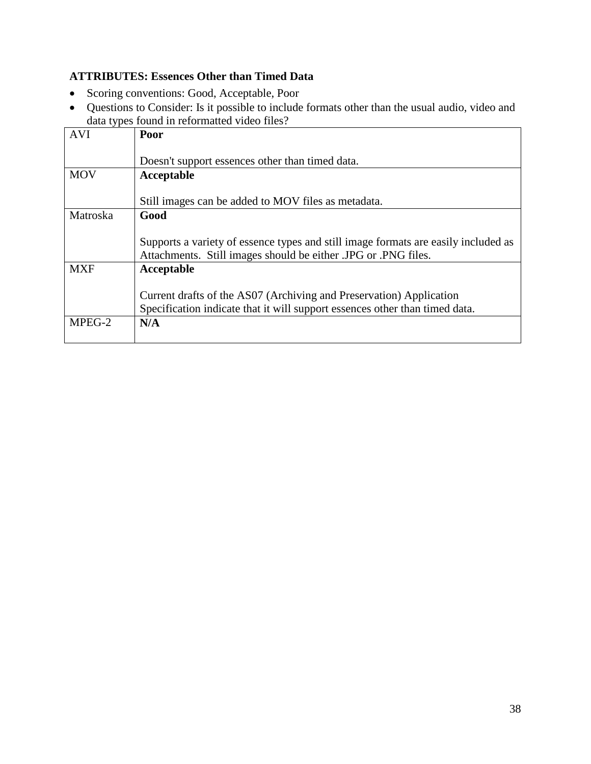**ATTRIBUTES: Essences Other than Timed Data**

- Scoring conventions: Good, Acceptable, Poor
- Questions to Consider: Is it possible to include formats other than the usual audio, video and data types found in reformatted video files?

| | |
|---|---|
| AVI | **Poor**<br><br>Doesn't support essences other than timed data. |
| MOV | **Acceptable**<br><br>Still images can be added to MOV files as metadata. |
| Matroska | **Good**<br><br>Supports a variety of essence types and still image formats are easily included as Attachments. Still images should be either .JPG or .PNG files. |
| MXF | **Acceptable**<br><br>Current drafts of the AS07 (Archiving and Preservation) Application Specification indicate that it will support essences other than timed data. |
| MPEG-2 | **N/A** |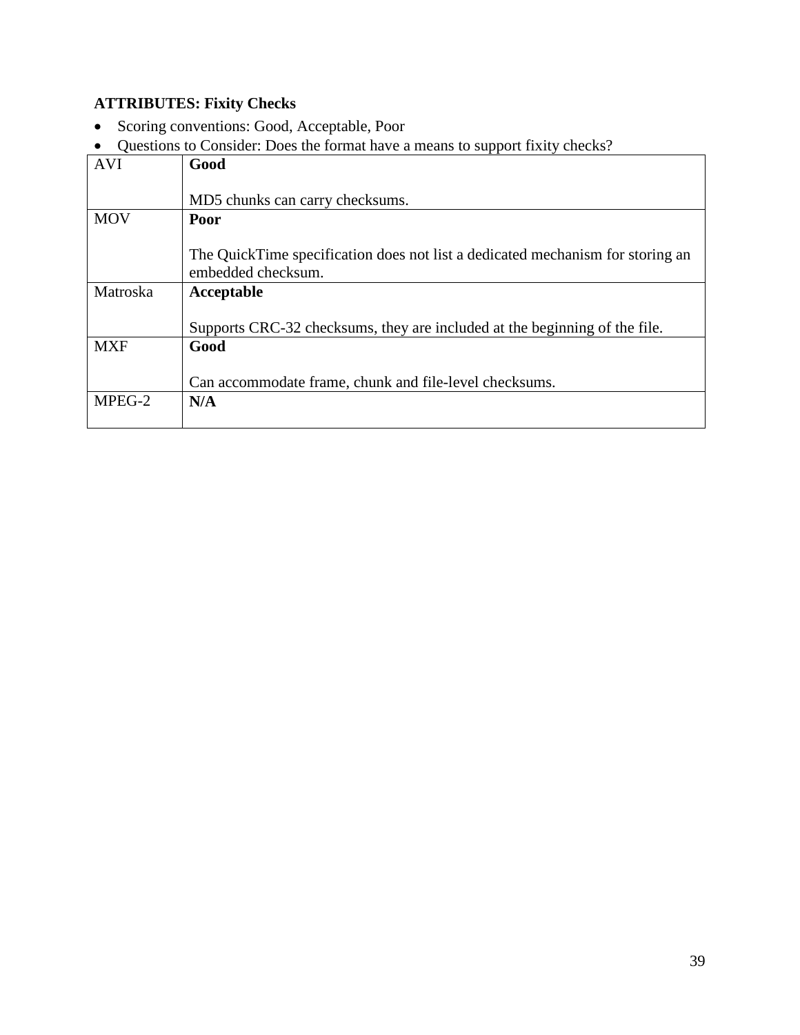**ATTRIBUTES: Fixity Checks**

- Scoring conventions: Good, Acceptable, Poor
- Questions to Consider: Does the format have a means to support fixity checks?

| | |
|---|---|
| AVI | **Good**<br><br>MD5 chunks can carry checksums. |
| MOV | **Poor**<br><br>The QuickTime specification does not list a dedicated mechanism for storing an embedded checksum. |
| Matroska | **Acceptable**<br><br>Supports CRC-32 checksums, they are included at the beginning of the file. |
| MXF | **Good**<br><br>Can accommodate frame, chunk and file-level checksums. |
| MPEG-2 | **N/A** |